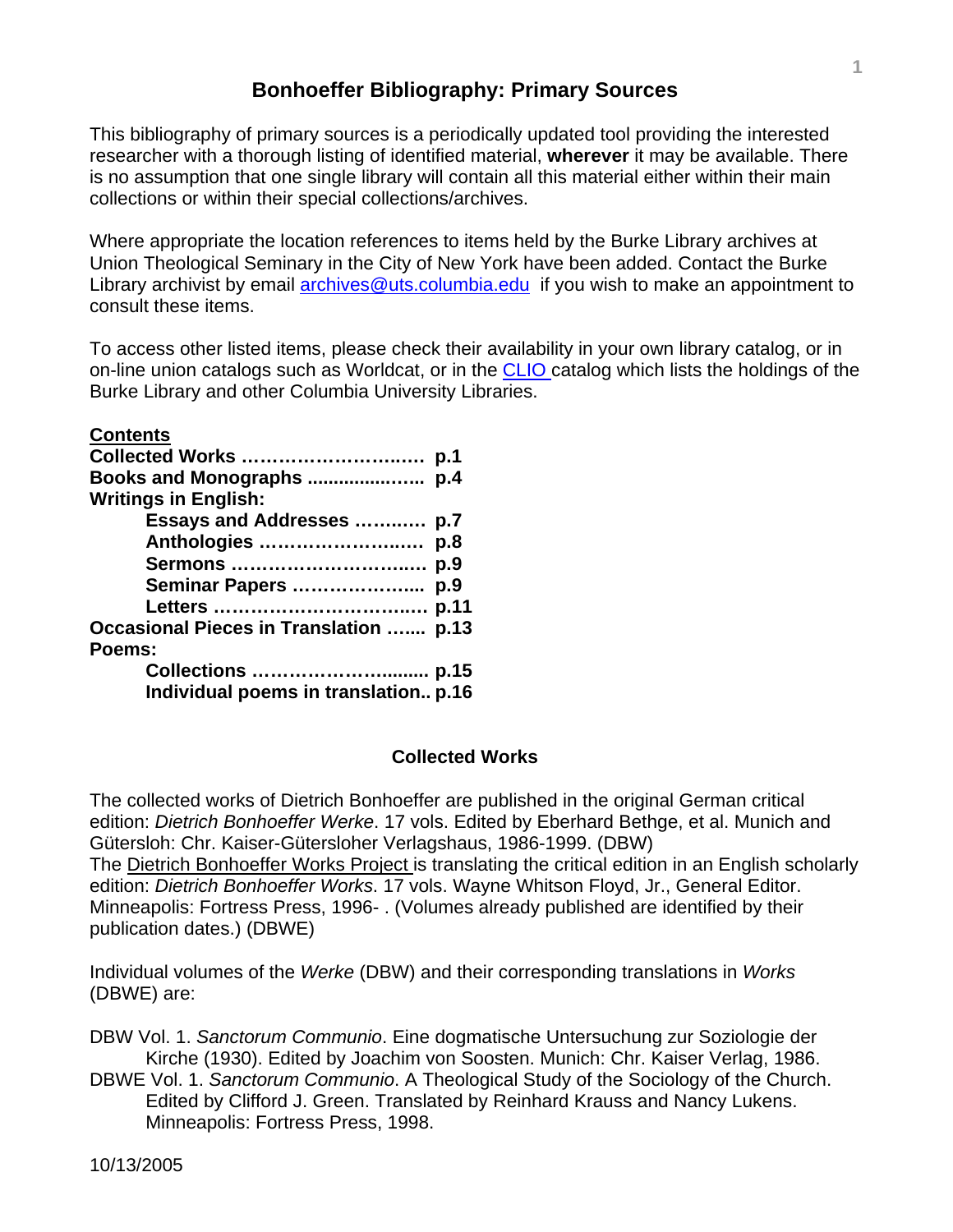# Bonhoeffer Bibliography: Primary Sources

This bibliography of primary sources is a periodically updated tool providing the interested researcher with a thorough listing of identified material, **wherever** it may be available. There is no assumption that one single library will contain all this material either within their main collections or within their special collections/archives.

Where appropriate the location references to items held by the Burke Library archives at Union Theological Seminary in the City of New York have been added. Contact the Burke Library archivist by email archives@uts.columbia.edu if you wish to make an appointment to consult these items.

To access other listed items, please check their availability in your own library catalog, or in on-line union catalogs such as Worldcat, or in the CLIO catalog which lists the holdings of the Burke Library and other Columbia University Libraries.

**Contents**

**Collected Works ……………………..…. p.1**
**Books and Monographs ..................….. p.4**
**Writings in English:**
- **Essays and Addresses ……..…. p.7**
- **Anthologies ……………………..…. p.8**
- **Sermons ………………………….…. p.9**
- **Seminar Papers ………………….... p.9**
- **Letters ……………………………..…. p.11**

**Occasional Pieces in Translation ….... p.13**
**Poems:**
- **Collections …………………......... p.15**
- **Individual poems in translation.. p.16**

## Collected Works

The collected works of Dietrich Bonhoeffer are published in the original German critical edition: *Dietrich Bonhoeffer Werke*. 17 vols. Edited by Eberhard Bethge, et al. Munich and Gütersloh: Chr. Kaiser-Gütersloher Verlagshaus, 1986-1999. (DBW)
The Dietrich Bonhoeffer Works Project is translating the critical edition in an English scholarly edition: *Dietrich Bonhoeffer Works*. 17 vols. Wayne Whitson Floyd, Jr., General Editor. Minneapolis: Fortress Press, 1996- . (Volumes already published are identified by their publication dates.) (DBWE)

Individual volumes of the *Werke* (DBW) and their corresponding translations in *Works* (DBWE) are:

DBW Vol. 1. *Sanctorum Communio*. Eine dogmatische Untersuchung zur Soziologie der Kirche (1930). Edited by Joachim von Soosten. Munich: Chr. Kaiser Verlag, 1986.

DBWE Vol. 1. *Sanctorum Communio*. A Theological Study of the Sociology of the Church. Edited by Clifford J. Green. Translated by Reinhard Krauss and Nancy Lukens. Minneapolis: Fortress Press, 1998.

10/13/2005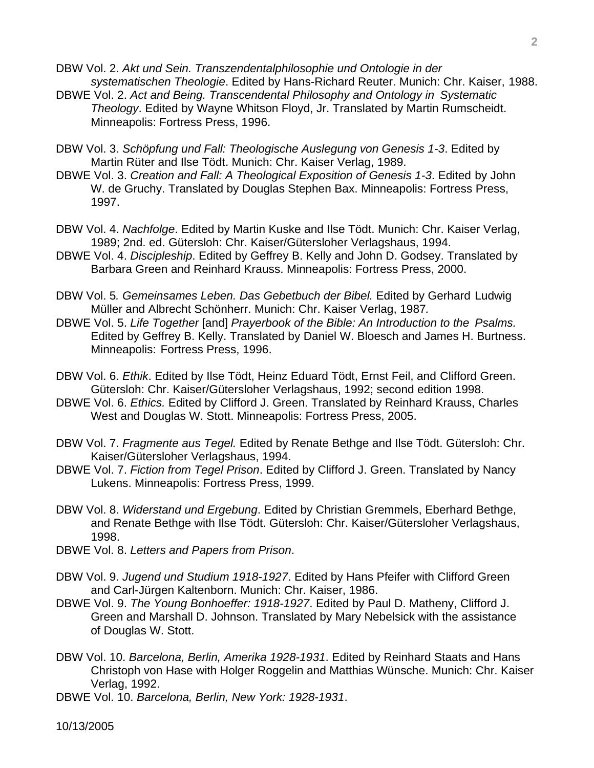DBW Vol. 2. *Akt und Sein. Transzendentalphilosophie und Ontologie in der systematischen Theologie*. Edited by Hans-Richard Reuter. Munich: Chr. Kaiser, 1988.

DBWE Vol. 2. *Act and Being. Transcendental Philosophy and Ontology in Systematic Theology*. Edited by Wayne Whitson Floyd, Jr. Translated by Martin Rumscheidt. Minneapolis: Fortress Press, 1996.

DBW Vol. 3. *Schöpfung und Fall: Theologische Auslegung von Genesis 1-3*. Edited by Martin Rüter and Ilse Tödt. Munich: Chr. Kaiser Verlag, 1989.

DBWE Vol. 3. *Creation and Fall: A Theological Exposition of Genesis 1-3*. Edited by John W. de Gruchy. Translated by Douglas Stephen Bax. Minneapolis: Fortress Press, 1997.

DBW Vol. 4. *Nachfolge*. Edited by Martin Kuske and Ilse Tödt. Munich: Chr. Kaiser Verlag, 1989; 2nd. ed. Gütersloh: Chr. Kaiser/Gütersloher Verlagshaus, 1994.

DBWE Vol. 4. *Discipleship*. Edited by Geffrey B. Kelly and John D. Godsey. Translated by Barbara Green and Reinhard Krauss. Minneapolis: Fortress Press, 2000.

DBW Vol. 5*. Gemeinsames Leben. Das Gebetbuch der Bibel.* Edited by Gerhard Ludwig Müller and Albrecht Schönherr. Munich: Chr. Kaiser Verlag, 1987*.*

DBWE Vol. 5. *Life Together* [and] *Prayerbook of the Bible: An Introduction to the Psalms.* Edited by Geffrey B. Kelly. Translated by Daniel W. Bloesch and James H. Burtness. Minneapolis: Fortress Press, 1996.

DBW Vol. 6. *Ethik*. Edited by Ilse Tödt, Heinz Eduard Tödt, Ernst Feil, and Clifford Green. Gütersloh: Chr. Kaiser/Gütersloher Verlagshaus, 1992; second edition 1998.

DBWE Vol. 6. *Ethics.* Edited by Clifford J. Green. Translated by Reinhard Krauss, Charles West and Douglas W. Stott. Minneapolis: Fortress Press, 2005.

DBW Vol. 7. *Fragmente aus Tegel.* Edited by Renate Bethge and Ilse Tödt. Gütersloh: Chr. Kaiser/Gütersloher Verlagshaus, 1994.

DBWE Vol. 7. *Fiction from Tegel Prison*. Edited by Clifford J. Green. Translated by Nancy Lukens. Minneapolis: Fortress Press, 1999.

DBW Vol. 8. *Widerstand und Ergebung*. Edited by Christian Gremmels, Eberhard Bethge, and Renate Bethge with Ilse Tödt. Gütersloh: Chr. Kaiser/Gütersloher Verlagshaus, 1998.

DBWE Vol. 8. *Letters and Papers from Prison*.

DBW Vol. 9. *Jugend und Studium 1918-1927*. Edited by Hans Pfeifer with Clifford Green and Carl-Jürgen Kaltenborn. Munich: Chr. Kaiser, 1986.

DBWE Vol. 9. *The Young Bonhoeffer: 1918-1927*. Edited by Paul D. Matheny, Clifford J. Green and Marshall D. Johnson. Translated by Mary Nebelsick with the assistance of Douglas W. Stott.

DBW Vol. 10. *Barcelona, Berlin, Amerika 1928-1931*. Edited by Reinhard Staats and Hans Christoph von Hase with Holger Roggelin and Matthias Wünsche. Munich: Chr. Kaiser Verlag, 1992.

DBWE Vol. 10. *Barcelona, Berlin, New York: 1928-1931*.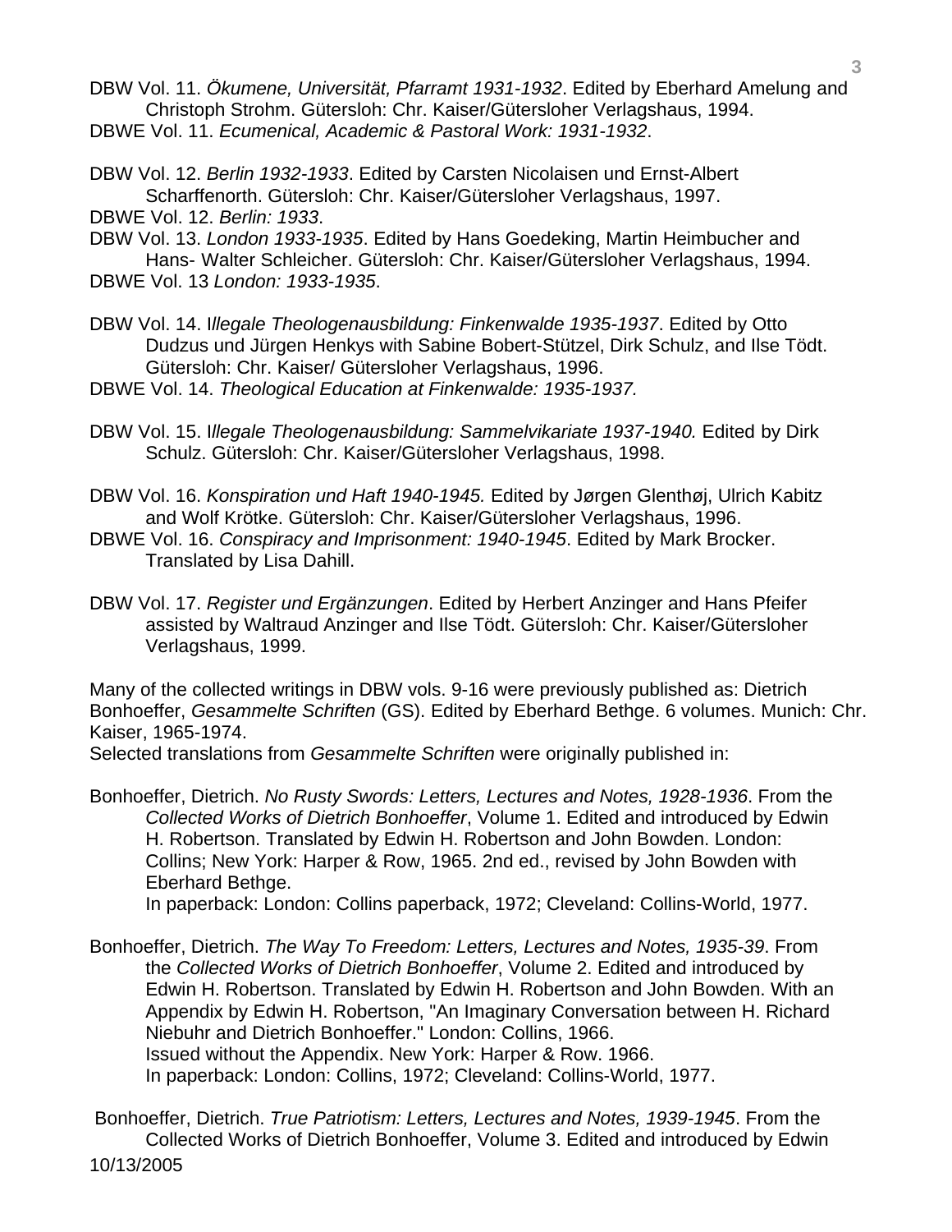DBW Vol. 11. *Ökumene, Universität, Pfarramt 1931-1932*. Edited by Eberhard Amelung and Christoph Strohm. Gütersloh: Chr. Kaiser/Gütersloher Verlagshaus, 1994.
DBWE Vol. 11. *Ecumenical, Academic & Pastoral Work: 1931-1932*.

DBW Vol. 12. *Berlin 1932-1933*. Edited by Carsten Nicolaisen und Ernst-Albert Scharffenorth. Gütersloh: Chr. Kaiser/Gütersloher Verlagshaus, 1997.
DBWE Vol. 12. *Berlin: 1933*.
DBW Vol. 13. *London 1933-1935*. Edited by Hans Goedeking, Martin Heimbucher and Hans- Walter Schleicher. Gütersloh: Chr. Kaiser/Gütersloher Verlagshaus, 1994.
DBWE Vol. 13 *London: 1933-1935*.

DBW Vol. 14. I*llegale Theologenausbildung: Finkenwalde 1935-1937*. Edited by Otto Dudzus und Jürgen Henkys with Sabine Bobert-Stützel, Dirk Schulz, and Ilse Tödt. Gütersloh: Chr. Kaiser/ Gütersloher Verlagshaus, 1996.
DBWE Vol. 14. *Theological Education at Finkenwalde: 1935-1937.*

DBW Vol. 15. I*llegale Theologenausbildung: Sammelvikariate 1937-1940.* Edited by Dirk Schulz. Gütersloh: Chr. Kaiser/Gütersloher Verlagshaus, 1998.

DBW Vol. 16. *Konspiration und Haft 1940-1945.* Edited by Jørgen Glenthøj, Ulrich Kabitz and Wolf Krötke. Gütersloh: Chr. Kaiser/Gütersloher Verlagshaus, 1996.
DBWE Vol. 16. *Conspiracy and Imprisonment: 1940-1945*. Edited by Mark Brocker. Translated by Lisa Dahill.

DBW Vol. 17. *Register und Ergänzungen*. Edited by Herbert Anzinger and Hans Pfeifer assisted by Waltraud Anzinger and Ilse Tödt. Gütersloh: Chr. Kaiser/Gütersloher Verlagshaus, 1999.

Many of the collected writings in DBW vols. 9-16 were previously published as: Dietrich Bonhoeffer, *Gesammelte Schriften* (GS). Edited by Eberhard Bethge. 6 volumes. Munich: Chr. Kaiser, 1965-1974.
Selected translations from *Gesammelte Schriften* were originally published in:

Bonhoeffer, Dietrich. *No Rusty Swords: Letters, Lectures and Notes, 1928-1936*. From the *Collected Works of Dietrich Bonhoeffer*, Volume 1. Edited and introduced by Edwin H. Robertson. Translated by Edwin H. Robertson and John Bowden. London: Collins; New York: Harper & Row, 1965. 2nd ed., revised by John Bowden with Eberhard Bethge.
In paperback: London: Collins paperback, 1972; Cleveland: Collins-World, 1977.

Bonhoeffer, Dietrich. *The Way To Freedom: Letters, Lectures and Notes, 1935-39*. From the *Collected Works of Dietrich Bonhoeffer*, Volume 2. Edited and introduced by Edwin H. Robertson. Translated by Edwin H. Robertson and John Bowden. With an Appendix by Edwin H. Robertson, "An Imaginary Conversation between H. Richard Niebuhr and Dietrich Bonhoeffer." London: Collins, 1966.
Issued without the Appendix. New York: Harper & Row. 1966.
In paperback: London: Collins, 1972; Cleveland: Collins-World, 1977.

Bonhoeffer, Dietrich. *True Patriotism: Letters, Lectures and Notes, 1939-1945*. From the Collected Works of Dietrich Bonhoeffer, Volume 3. Edited and introduced by Edwin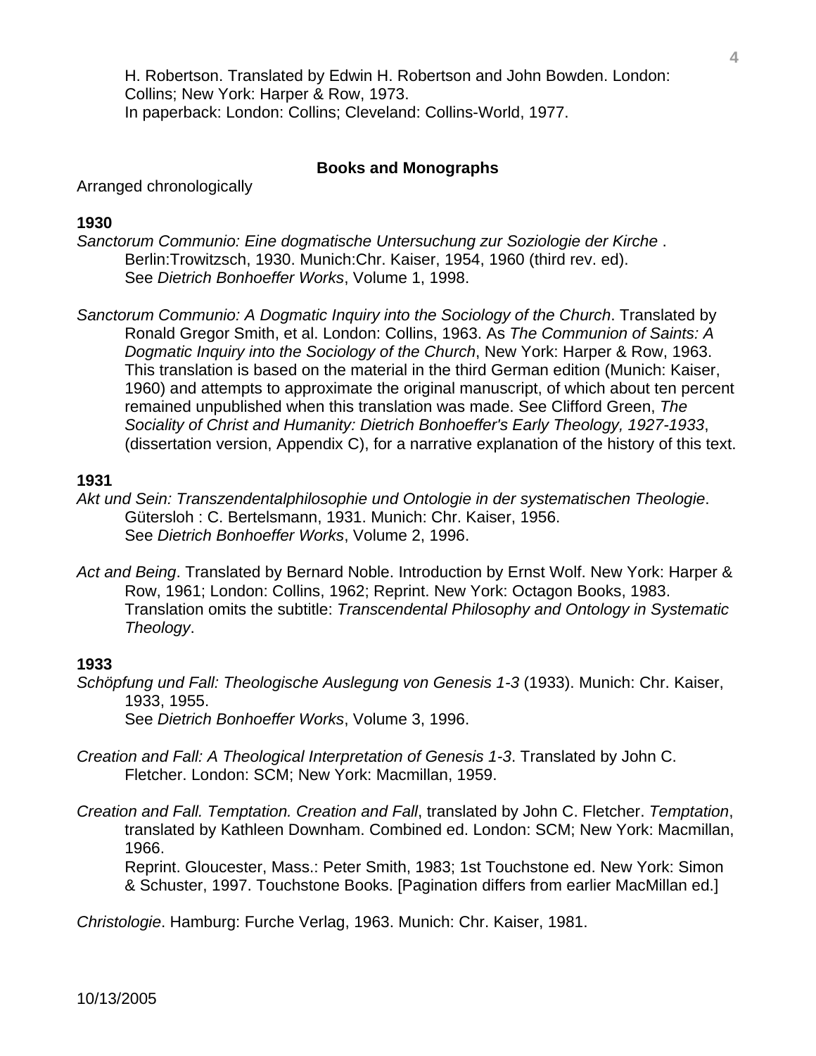H. Robertson. Translated by Edwin H. Robertson and John Bowden. London: Collins; New York: Harper & Row, 1973.
In paperback: London: Collins; Cleveland: Collins-World, 1977.

## Books and Monographs

Arranged chronologically

**1930**

*Sanctorum Communio: Eine dogmatische Untersuchung zur Soziologie der Kirche* . Berlin:Trowitzsch, 1930. Munich:Chr. Kaiser, 1954, 1960 (third rev. ed).
See *Dietrich Bonhoeffer Works*, Volume 1, 1998.

*Sanctorum Communio: A Dogmatic Inquiry into the Sociology of the Church*. Translated by Ronald Gregor Smith, et al. London: Collins, 1963. As *The Communion of Saints: A Dogmatic Inquiry into the Sociology of the Church*, New York: Harper & Row, 1963. This translation is based on the material in the third German edition (Munich: Kaiser, 1960) and attempts to approximate the original manuscript, of which about ten percent remained unpublished when this translation was made. See Clifford Green, *The Sociality of Christ and Humanity: Dietrich Bonhoeffer's Early Theology, 1927-1933*, (dissertation version, Appendix C), for a narrative explanation of the history of this text.

**1931**

*Akt und Sein: Transzendentalphilosophie und Ontologie in der systematischen Theologie*. Gütersloh : C. Bertelsmann, 1931. Munich: Chr. Kaiser, 1956.
See *Dietrich Bonhoeffer Works*, Volume 2, 1996.

*Act and Being*. Translated by Bernard Noble. Introduction by Ernst Wolf. New York: Harper & Row, 1961; London: Collins, 1962; Reprint. New York: Octagon Books, 1983. Translation omits the subtitle: *Transcendental Philosophy and Ontology in Systematic Theology*.

**1933**

*Schöpfung und Fall: Theologische Auslegung von Genesis 1-3* (1933). Munich: Chr. Kaiser, 1933, 1955.
See *Dietrich Bonhoeffer Works*, Volume 3, 1996.

*Creation and Fall: A Theological Interpretation of Genesis 1-3*. Translated by John C. Fletcher. London: SCM; New York: Macmillan, 1959.

*Creation and Fall. Temptation. Creation and Fall*, translated by John C. Fletcher. *Temptation*, translated by Kathleen Downham. Combined ed. London: SCM; New York: Macmillan, 1966.
Reprint. Gloucester, Mass.: Peter Smith, 1983; 1st Touchstone ed. New York: Simon & Schuster, 1997. Touchstone Books. [Pagination differs from earlier MacMillan ed.]

*Christologie*. Hamburg: Furche Verlag, 1963. Munich: Chr. Kaiser, 1981.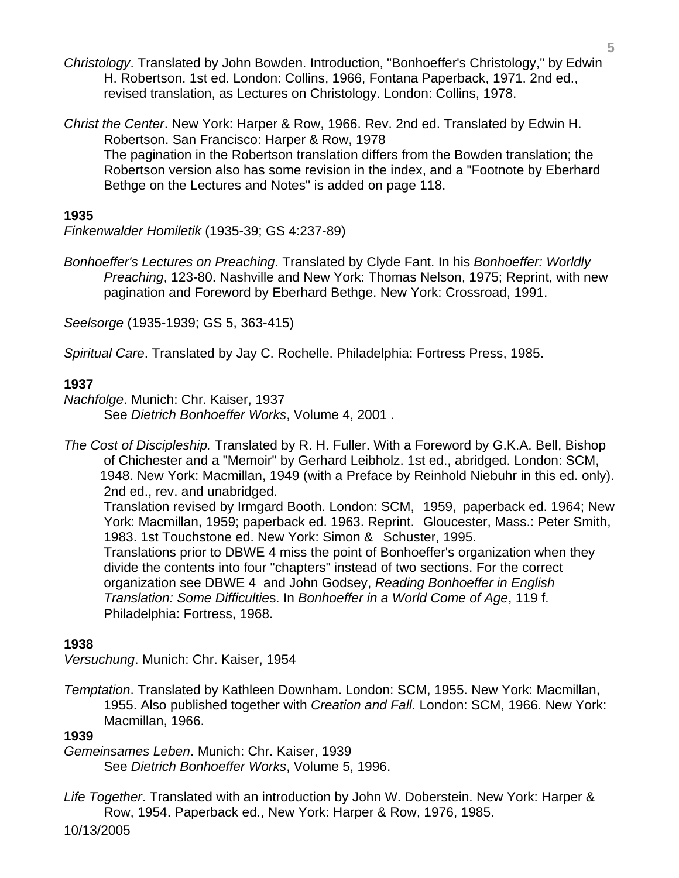*Christology*. Translated by John Bowden. Introduction, "Bonhoeffer's Christology," by Edwin H. Robertson. 1st ed. London: Collins, 1966, Fontana Paperback, 1971. 2nd ed., revised translation, as Lectures on Christology. London: Collins, 1978.

*Christ the Center*. New York: Harper & Row, 1966. Rev. 2nd ed. Translated by Edwin H. Robertson. San Francisco: Harper & Row, 1978
The pagination in the Robertson translation differs from the Bowden translation; the Robertson version also has some revision in the index, and a "Footnote by Eberhard Bethge on the Lectures and Notes" is added on page 118.

**1935**

*Finkenwalder Homiletik* (1935-39; GS 4:237-89)

*Bonhoeffer's Lectures on Preaching*. Translated by Clyde Fant. In his *Bonhoeffer: Worldly Preaching*, 123-80. Nashville and New York: Thomas Nelson, 1975; Reprint, with new pagination and Foreword by Eberhard Bethge. New York: Crossroad, 1991.

*Seelsorge* (1935-1939; GS 5, 363-415)

*Spiritual Care*. Translated by Jay C. Rochelle. Philadelphia: Fortress Press, 1985.

**1937**

*Nachfolge*. Munich: Chr. Kaiser, 1937
See *Dietrich Bonhoeffer Works*, Volume 4, 2001 .

*The Cost of Discipleship.* Translated by R. H. Fuller. With a Foreword by G.K.A. Bell, Bishop of Chichester and a "Memoir" by Gerhard Leibholz. 1st ed., abridged. London: SCM, 1948. New York: Macmillan, 1949 (with a Preface by Reinhold Niebuhr in this ed. only). 2nd ed., rev. and unabridged.
Translation revised by Irmgard Booth. London: SCM, 1959, paperback ed. 1964; New York: Macmillan, 1959; paperback ed. 1963. Reprint. Gloucester, Mass.: Peter Smith, 1983. 1st Touchstone ed. New York: Simon & Schuster, 1995.
Translations prior to DBWE 4 miss the point of Bonhoeffer's organization when they divide the contents into four "chapters" instead of two sections. For the correct organization see DBWE 4 and John Godsey, *Reading Bonhoeffer in English Translation: Some Difficulties*. In *Bonhoeffer in a World Come of Age*, 119 f. Philadelphia: Fortress, 1968.

**1938**

*Versuchung*. Munich: Chr. Kaiser, 1954

*Temptation*. Translated by Kathleen Downham. London: SCM, 1955. New York: Macmillan, 1955. Also published together with *Creation and Fall*. London: SCM, 1966. New York: Macmillan, 1966.

**1939**

*Gemeinsames Leben*. Munich: Chr. Kaiser, 1939
See *Dietrich Bonhoeffer Works*, Volume 5, 1996.

*Life Together*. Translated with an introduction by John W. Doberstein. New York: Harper & Row, 1954. Paperback ed., New York: Harper & Row, 1976, 1985.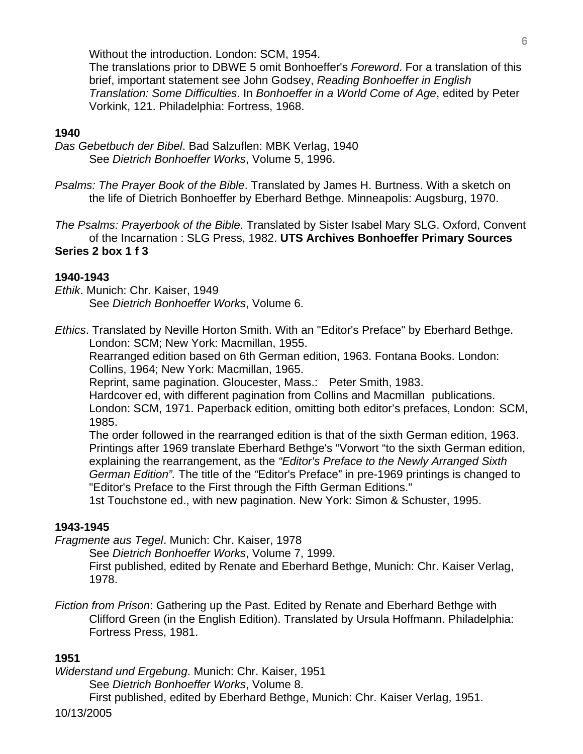Without the introduction. London: SCM, 1954.
The translations prior to DBWE 5 omit Bonhoeffer's *Foreword*. For a translation of this brief, important statement see John Godsey, *Reading Bonhoeffer in English Translation: Some Difficulties*. In *Bonhoeffer in a World Come of Age*, edited by Peter Vorkink, 121. Philadelphia: Fortress, 1968.

**1940**

*Das Gebetbuch der Bibel*. Bad Salzuflen: MBK Verlag, 1940
See *Dietrich Bonhoeffer Works*, Volume 5, 1996.

*Psalms: The Prayer Book of the Bible*. Translated by James H. Burtness. With a sketch on the life of Dietrich Bonhoeffer by Eberhard Bethge. Minneapolis: Augsburg, 1970.

*The Psalms: Prayerbook of the Bible*. Translated by Sister Isabel Mary SLG. Oxford, Convent of the Incarnation : SLG Press, 1982. **UTS Archives Bonhoeffer Primary Sources Series 2 box 1 f 3**

**1940-1943**

*Ethik*. Munich: Chr. Kaiser, 1949
See *Dietrich Bonhoeffer Works*, Volume 6.

*Ethics*. Translated by Neville Horton Smith. With an "Editor's Preface" by Eberhard Bethge. London: SCM; New York: Macmillan, 1955.
Rearranged edition based on 6th German edition, 1963. Fontana Books. London: Collins, 1964; New York: Macmillan, 1965.
Reprint, same pagination. Gloucester, Mass.: Peter Smith, 1983.
Hardcover ed, with different pagination from Collins and Macmillan publications. London: SCM, 1971. Paperback edition, omitting both editor's prefaces, London: SCM, 1985.
The order followed in the rearranged edition is that of the sixth German edition, 1963. Printings after 1969 translate Eberhard Bethge's "Vorwort "to the sixth German edition, explaining the rearrangement, as the *"Editor's Preface to the Newly Arranged Sixth German Edition".* The title of the *"*Editor's Preface" in pre-1969 printings is changed to "Editor's Preface to the First through the Fifth German Editions."
1st Touchstone ed., with new pagination. New York: Simon & Schuster, 1995.

**1943-1945**

*Fragmente aus Tegel*. Munich: Chr. Kaiser, 1978
See *Dietrich Bonhoeffer Works*, Volume 7, 1999.
First published, edited by Renate and Eberhard Bethge, Munich: Chr. Kaiser Verlag, 1978.

*Fiction from Prison*: Gathering up the Past. Edited by Renate and Eberhard Bethge with Clifford Green (in the English Edition). Translated by Ursula Hoffmann. Philadelphia: Fortress Press, 1981.

**1951**

*Widerstand und Ergebung*. Munich: Chr. Kaiser, 1951
See *Dietrich Bonhoeffer Works*, Volume 8.
First published, edited by Eberhard Bethge, Munich: Chr. Kaiser Verlag, 1951.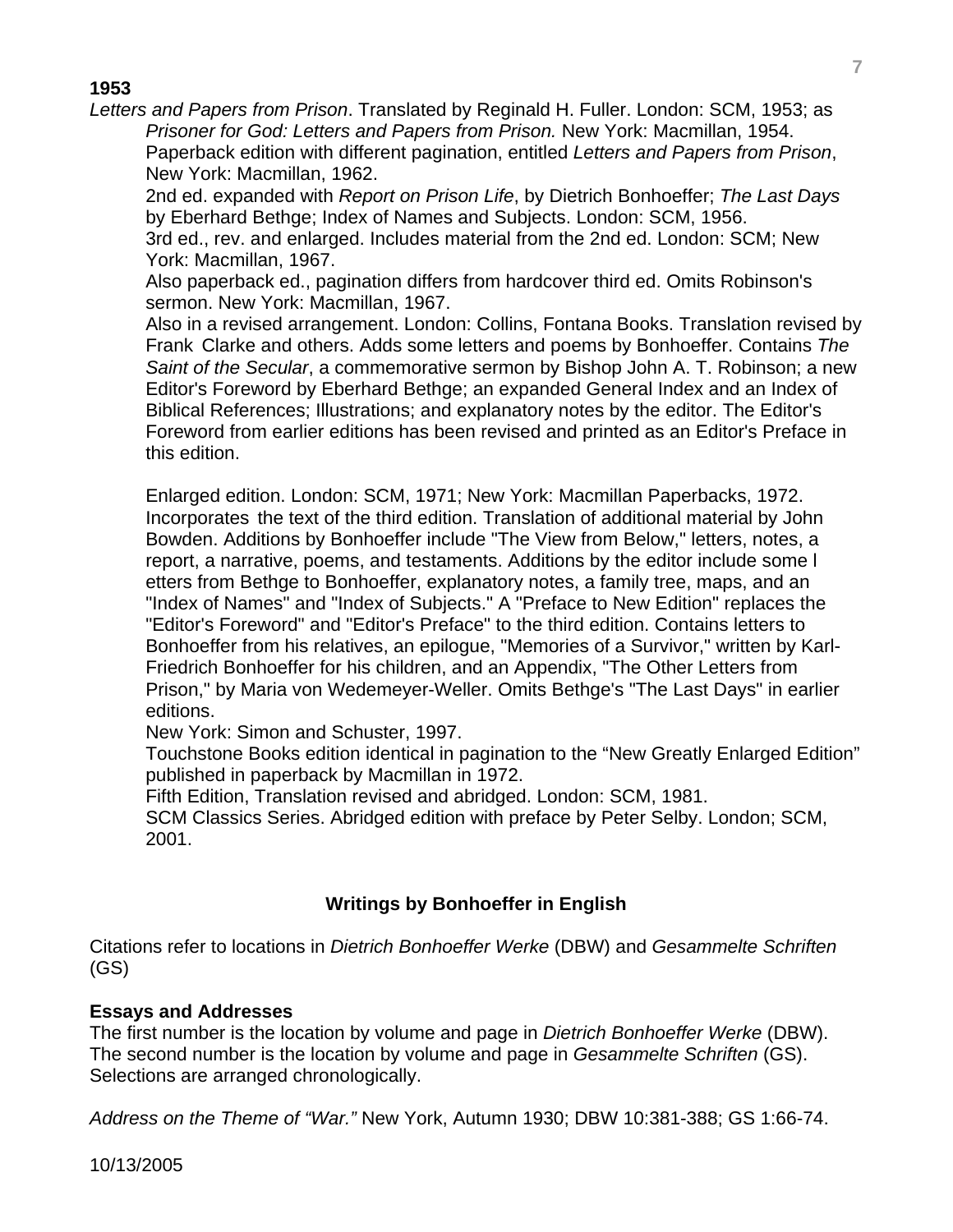**1953**

*Letters and Papers from Prison*. Translated by Reginald H. Fuller. London: SCM, 1953; as *Prisoner for God: Letters and Papers from Prison.* New York: Macmillan, 1954. Paperback edition with different pagination, entitled *Letters and Papers from Prison*, New York: Macmillan, 1962.

2nd ed. expanded with *Report on Prison Life*, by Dietrich Bonhoeffer; *The Last Days* by Eberhard Bethge; Index of Names and Subjects. London: SCM, 1956.

3rd ed., rev. and enlarged. Includes material from the 2nd ed. London: SCM; New York: Macmillan, 1967.

Also paperback ed., pagination differs from hardcover third ed. Omits Robinson's sermon. New York: Macmillan, 1967.

Also in a revised arrangement. London: Collins, Fontana Books. Translation revised by Frank Clarke and others. Adds some letters and poems by Bonhoeffer. Contains *The Saint of the Secular*, a commemorative sermon by Bishop John A. T. Robinson; a new Editor's Foreword by Eberhard Bethge; an expanded General Index and an Index of Biblical References; Illustrations; and explanatory notes by the editor. The Editor's Foreword from earlier editions has been revised and printed as an Editor's Preface in this edition.

Enlarged edition. London: SCM, 1971; New York: Macmillan Paperbacks, 1972. Incorporates the text of the third edition. Translation of additional material by John Bowden. Additions by Bonhoeffer include "The View from Below," letters, notes, a report, a narrative, poems, and testaments. Additions by the editor include some l etters from Bethge to Bonhoeffer, explanatory notes, a family tree, maps, and an "Index of Names" and "Index of Subjects." A "Preface to New Edition" replaces the "Editor's Foreword" and "Editor's Preface" to the third edition. Contains letters to Bonhoeffer from his relatives, an epilogue, "Memories of a Survivor," written by Karl-Friedrich Bonhoeffer for his children, and an Appendix, "The Other Letters from Prison," by Maria von Wedemeyer-Weller. Omits Bethge's "The Last Days" in earlier editions.

New York: Simon and Schuster, 1997.

Touchstone Books edition identical in pagination to the "New Greatly Enlarged Edition" published in paperback by Macmillan in 1972.

Fifth Edition, Translation revised and abridged. London: SCM, 1981.

SCM Classics Series. Abridged edition with preface by Peter Selby. London; SCM, 2001.

## Writings by Bonhoeffer in English

Citations refer to locations in *Dietrich Bonhoeffer Werke* (DBW) and *Gesammelte Schriften* (GS)

### Essays and Addresses

The first number is the location by volume and page in *Dietrich Bonhoeffer Werke* (DBW). The second number is the location by volume and page in *Gesammelte Schriften* (GS). Selections are arranged chronologically.

*Address on the Theme of "War."* New York, Autumn 1930; DBW 10:381-388; GS 1:66-74.

10/13/2005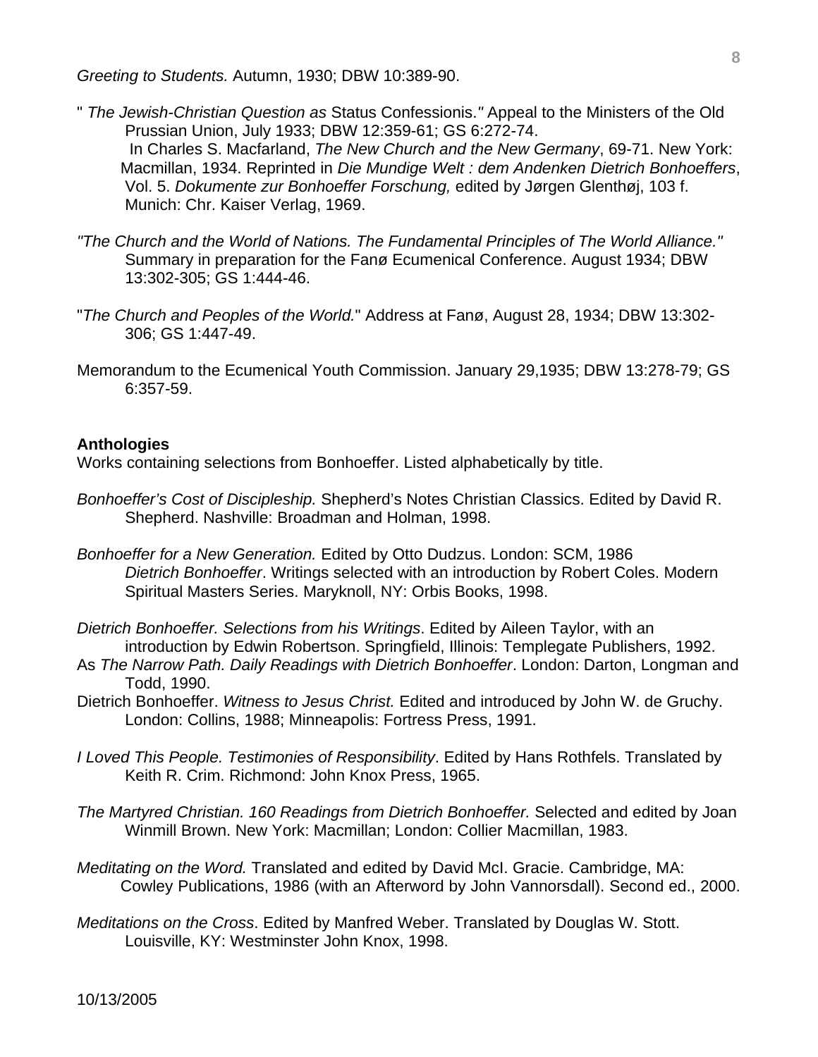*Greeting to Students.* Autumn, 1930; DBW 10:389-90.

" *The Jewish-Christian Question as* Status Confessionis.*"* Appeal to the Ministers of the Old Prussian Union, July 1933; DBW 12:359-61; GS 6:272-74.
In Charles S. Macfarland, *The New Church and the New Germany*, 69-71. New York: Macmillan, 1934. Reprinted in *Die Mundige Welt : dem Andenken Dietrich Bonhoeffers*, Vol. 5. *Dokumente zur Bonhoeffer Forschung,* edited by Jørgen Glenthøj, 103 f. Munich: Chr. Kaiser Verlag, 1969.

*"The Church and the World of Nations. The Fundamental Principles of The World Alliance."* Summary in preparation for the Fanø Ecumenical Conference. August 1934; DBW 13:302-305; GS 1:444-46.

"*The Church and Peoples of the World.*" Address at Fanø, August 28, 1934; DBW 13:302-306; GS 1:447-49.

Memorandum to the Ecumenical Youth Commission. January 29,1935; DBW 13:278-79; GS 6:357-59.

**Anthologies**

Works containing selections from Bonhoeffer. Listed alphabetically by title.

*Bonhoeffer's Cost of Discipleship.* Shepherd's Notes Christian Classics. Edited by David R. Shepherd. Nashville: Broadman and Holman, 1998.

*Bonhoeffer for a New Generation.* Edited by Otto Dudzus. London: SCM, 1986
*Dietrich Bonhoeffer*. Writings selected with an introduction by Robert Coles. Modern Spiritual Masters Series. Maryknoll, NY: Orbis Books, 1998.

*Dietrich Bonhoeffer. Selections from his Writings*. Edited by Aileen Taylor, with an introduction by Edwin Robertson. Springfield, Illinois: Templegate Publishers, 1992.
As *The Narrow Path. Daily Readings with Dietrich Bonhoeffer*. London: Darton, Longman and Todd, 1990.
Dietrich Bonhoeffer. *Witness to Jesus Christ.* Edited and introduced by John W. de Gruchy. London: Collins, 1988; Minneapolis: Fortress Press, 1991.

*I Loved This People. Testimonies of Responsibility*. Edited by Hans Rothfels. Translated by Keith R. Crim. Richmond: John Knox Press, 1965.

*The Martyred Christian. 160 Readings from Dietrich Bonhoeffer.* Selected and edited by Joan Winmill Brown. New York: Macmillan; London: Collier Macmillan, 1983.

*Meditating on the Word.* Translated and edited by David McI. Gracie. Cambridge, MA: Cowley Publications, 1986 (with an Afterword by John Vannorsdall). Second ed., 2000.

*Meditations on the Cross*. Edited by Manfred Weber. Translated by Douglas W. Stott. Louisville, KY: Westminster John Knox, 1998.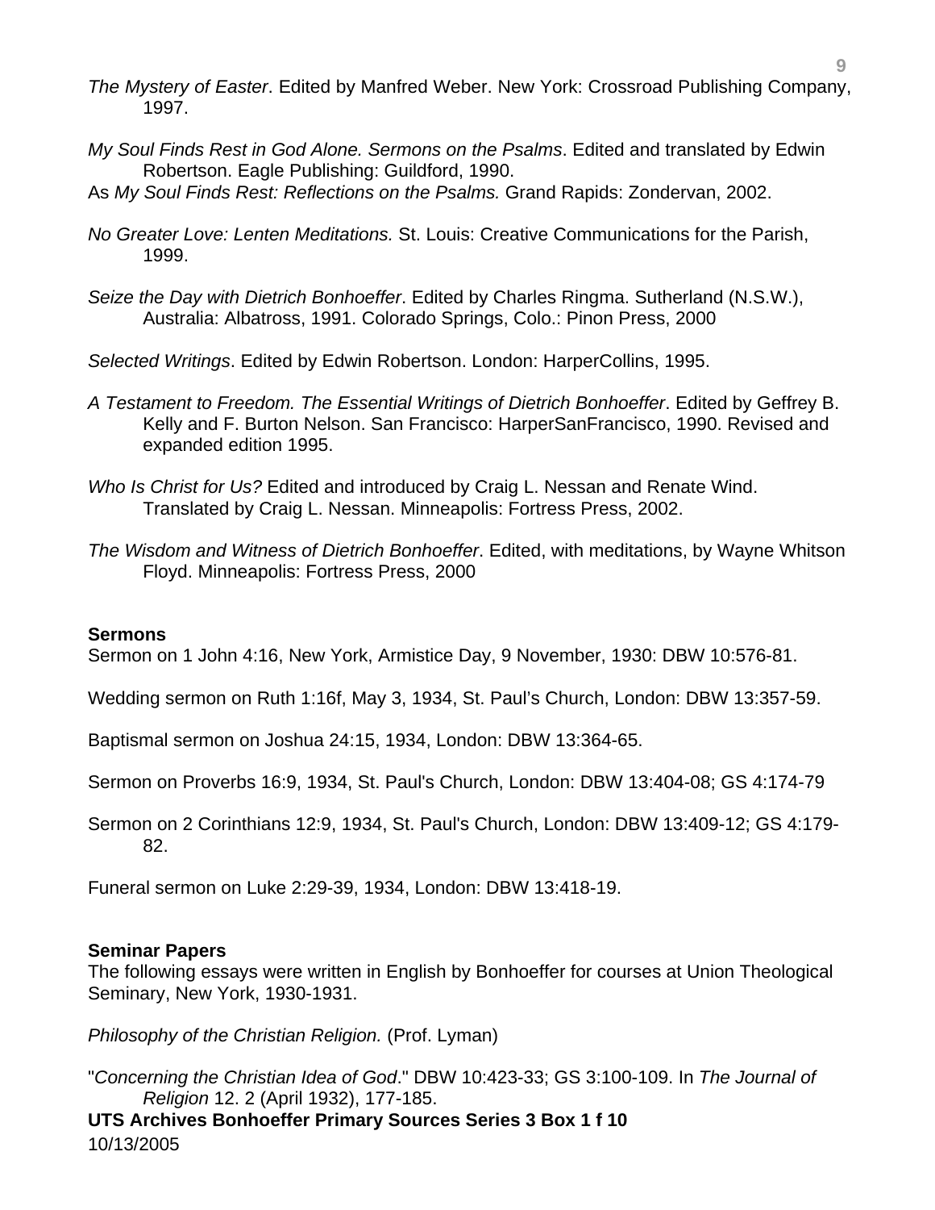*The Mystery of Easter*. Edited by Manfred Weber. New York: Crossroad Publishing Company, 1997.

*My Soul Finds Rest in God Alone. Sermons on the Psalms*. Edited and translated by Edwin Robertson. Eagle Publishing: Guildford, 1990.
As *My Soul Finds Rest: Reflections on the Psalms.* Grand Rapids: Zondervan, 2002.

*No Greater Love: Lenten Meditations.* St. Louis: Creative Communications for the Parish, 1999.

*Seize the Day with Dietrich Bonhoeffer*. Edited by Charles Ringma. Sutherland (N.S.W.), Australia: Albatross, 1991. Colorado Springs, Colo.: Pinon Press, 2000

*Selected Writings*. Edited by Edwin Robertson. London: HarperCollins, 1995.

*A Testament to Freedom. The Essential Writings of Dietrich Bonhoeffer*. Edited by Geffrey B. Kelly and F. Burton Nelson. San Francisco: HarperSanFrancisco, 1990. Revised and expanded edition 1995.

*Who Is Christ for Us?* Edited and introduced by Craig L. Nessan and Renate Wind. Translated by Craig L. Nessan. Minneapolis: Fortress Press, 2002.

*The Wisdom and Witness of Dietrich Bonhoeffer*. Edited, with meditations, by Wayne Whitson Floyd. Minneapolis: Fortress Press, 2000

**Sermons**

Sermon on 1 John 4:16, New York, Armistice Day, 9 November, 1930: DBW 10:576-81.

Wedding sermon on Ruth 1:16f, May 3, 1934, St. Paul's Church, London: DBW 13:357-59.

Baptismal sermon on Joshua 24:15, 1934, London: DBW 13:364-65.

Sermon on Proverbs 16:9, 1934, St. Paul's Church, London: DBW 13:404-08; GS 4:174-79

Sermon on 2 Corinthians 12:9, 1934, St. Paul's Church, London: DBW 13:409-12; GS 4:179-82.

Funeral sermon on Luke 2:29-39, 1934, London: DBW 13:418-19.

**Seminar Papers**

The following essays were written in English by Bonhoeffer for courses at Union Theological Seminary, New York, 1930-1931.

*Philosophy of the Christian Religion.* (Prof. Lyman)

"*Concerning the Christian Idea of God*." DBW 10:423-33; GS 3:100-109. In *The Journal of Religion* 12. 2 (April 1932), 177-185.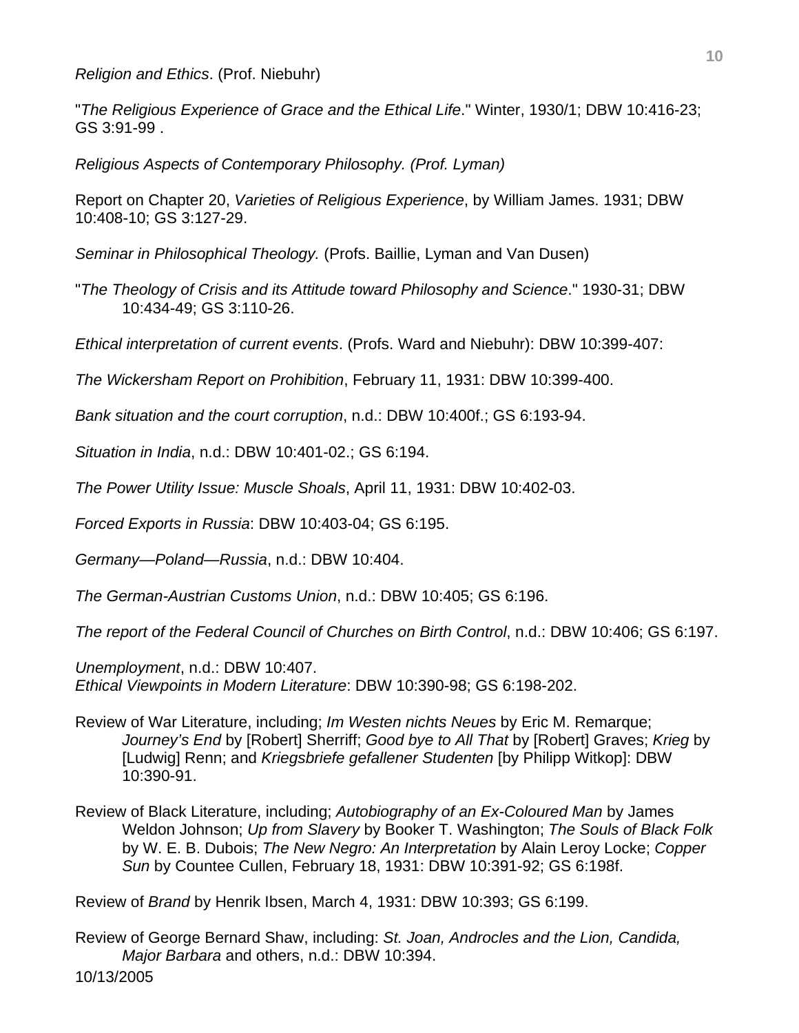*Religion and Ethics*. (Prof. Niebuhr)

"*The Religious Experience of Grace and the Ethical Life*." Winter, 1930/1; DBW 10:416-23; GS 3:91-99 .

*Religious Aspects of Contemporary Philosophy. (Prof. Lyman)*

Report on Chapter 20, *Varieties of Religious Experience*, by William James. 1931; DBW 10:408-10; GS 3:127-29.

*Seminar in Philosophical Theology.* (Profs. Baillie, Lyman and Van Dusen)

"*The Theology of Crisis and its Attitude toward Philosophy and Science*." 1930-31; DBW 10:434-49; GS 3:110-26.

*Ethical interpretation of current events*. (Profs. Ward and Niebuhr): DBW 10:399-407:

*The Wickersham Report on Prohibition*, February 11, 1931: DBW 10:399-400.

*Bank situation and the court corruption*, n.d.: DBW 10:400f.; GS 6:193-94.

*Situation in India*, n.d.: DBW 10:401-02.; GS 6:194.

*The Power Utility Issue: Muscle Shoals*, April 11, 1931: DBW 10:402-03.

*Forced Exports in Russia*: DBW 10:403-04; GS 6:195.

*Germany—Poland—Russia*, n.d.: DBW 10:404.

*The German-Austrian Customs Union*, n.d.: DBW 10:405; GS 6:196.

*The report of the Federal Council of Churches on Birth Control*, n.d.: DBW 10:406; GS 6:197.

*Unemployment*, n.d.: DBW 10:407.
*Ethical Viewpoints in Modern Literature*: DBW 10:390-98; GS 6:198-202.

Review of War Literature, including; *Im Westen nichts Neues* by Eric M. Remarque; *Journey's End* by [Robert] Sherriff; *Good bye to All That* by [Robert] Graves; *Krieg* by [Ludwig] Renn; and *Kriegsbriefe gefallener Studenten* [by Philipp Witkop]: DBW 10:390-91.

Review of Black Literature, including; *Autobiography of an Ex-Coloured Man* by James Weldon Johnson; *Up from Slavery* by Booker T. Washington; *The Souls of Black Folk* by W. E. B. Dubois; *The New Negro: An Interpretation* by Alain Leroy Locke; *Copper Sun* by Countee Cullen, February 18, 1931: DBW 10:391-92; GS 6:198f.

Review of *Brand* by Henrik Ibsen, March 4, 1931: DBW 10:393; GS 6:199.

Review of George Bernard Shaw, including: *St. Joan, Androcles and the Lion, Candida, Major Barbara* and others, n.d.: DBW 10:394.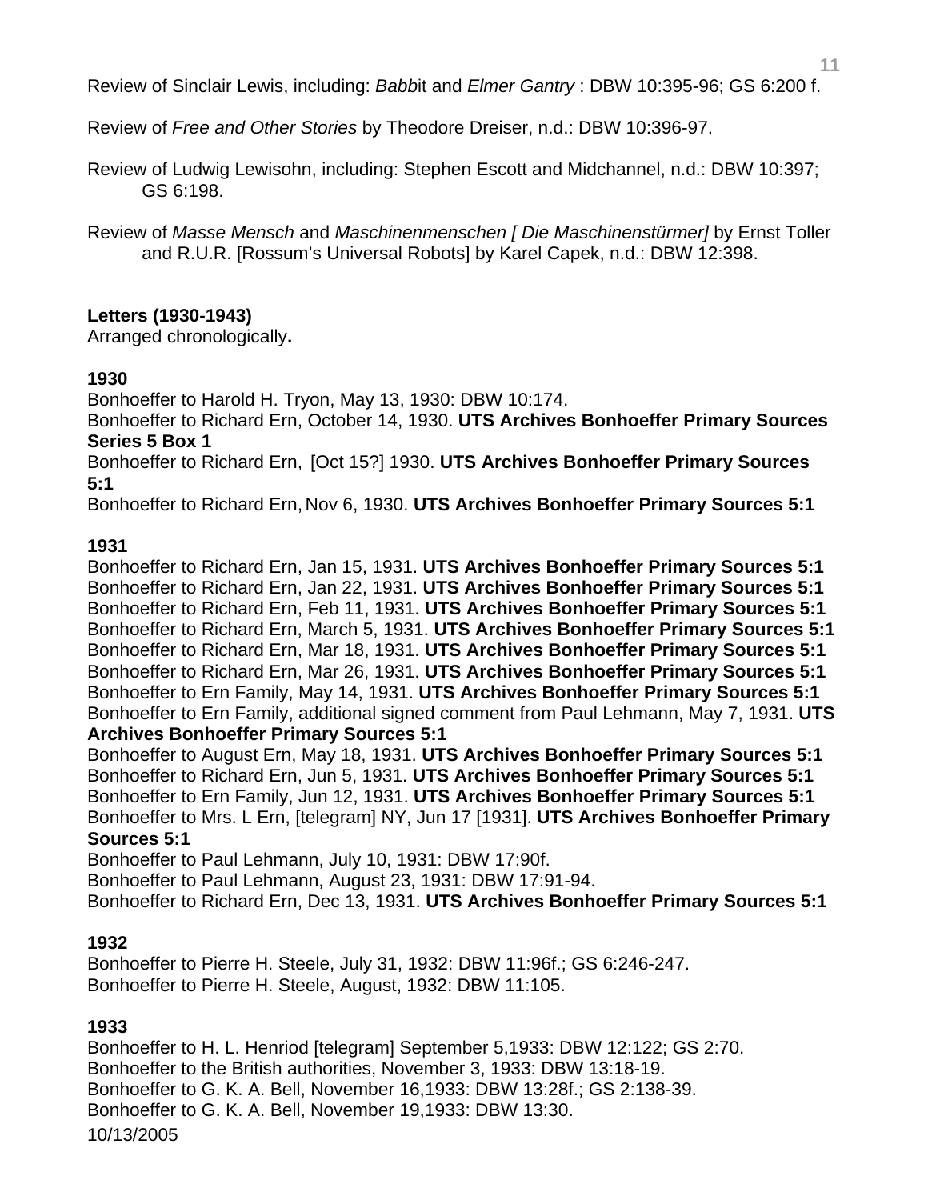Review of Sinclair Lewis, including: *Babbit* and *Elmer Gantry* : DBW 10:395-96; GS 6:200 f.

Review of *Free and Other Stories* by Theodore Dreiser, n.d.: DBW 10:396-97.

Review of Ludwig Lewisohn, including: Stephen Escott and Midchannel, n.d.: DBW 10:397; GS 6:198.

Review of *Masse Mensch* and *Maschinenmenschen [ Die Maschinenstürmer]* by Ernst Toller and R.U.R. [Rossum's Universal Robots] by Karel Capek, n.d.: DBW 12:398.

**Letters (1930-1943)**
Arranged chronologically**.**

**1930**
Bonhoeffer to Harold H. Tryon, May 13, 1930: DBW 10:174.
Bonhoeffer to Richard Ern, October 14, 1930. **UTS Archives Bonhoeffer Primary Sources Series 5 Box 1**
Bonhoeffer to Richard Ern, [Oct 15?] 1930. **UTS Archives Bonhoeffer Primary Sources 5:1**
Bonhoeffer to Richard Ern, Nov 6, 1930. **UTS Archives Bonhoeffer Primary Sources 5:1**

**1931**
Bonhoeffer to Richard Ern, Jan 15, 1931. **UTS Archives Bonhoeffer Primary Sources 5:1**
Bonhoeffer to Richard Ern, Jan 22, 1931. **UTS Archives Bonhoeffer Primary Sources 5:1**
Bonhoeffer to Richard Ern, Feb 11, 1931. **UTS Archives Bonhoeffer Primary Sources 5:1**
Bonhoeffer to Richard Ern, March 5, 1931. **UTS Archives Bonhoeffer Primary Sources 5:1**
Bonhoeffer to Richard Ern, Mar 18, 1931. **UTS Archives Bonhoeffer Primary Sources 5:1**
Bonhoeffer to Richard Ern, Mar 26, 1931. **UTS Archives Bonhoeffer Primary Sources 5:1**
Bonhoeffer to Ern Family, May 14, 1931. **UTS Archives Bonhoeffer Primary Sources 5:1**
Bonhoeffer to Ern Family, additional signed comment from Paul Lehmann, May 7, 1931. **UTS Archives Bonhoeffer Primary Sources 5:1**
Bonhoeffer to August Ern, May 18, 1931. **UTS Archives Bonhoeffer Primary Sources 5:1**
Bonhoeffer to Richard Ern, Jun 5, 1931. **UTS Archives Bonhoeffer Primary Sources 5:1**
Bonhoeffer to Ern Family, Jun 12, 1931. **UTS Archives Bonhoeffer Primary Sources 5:1**
Bonhoeffer to Mrs. L Ern, [telegram] NY, Jun 17 [1931]. **UTS Archives Bonhoeffer Primary Sources 5:1**
Bonhoeffer to Paul Lehmann, July 10, 1931: DBW 17:90f.
Bonhoeffer to Paul Lehmann, August 23, 1931: DBW 17:91-94.
Bonhoeffer to Richard Ern, Dec 13, 1931. **UTS Archives Bonhoeffer Primary Sources 5:1**

**1932**
Bonhoeffer to Pierre H. Steele, July 31, 1932: DBW 11:96f.; GS 6:246-247.
Bonhoeffer to Pierre H. Steele, August, 1932: DBW 11:105.

**1933**
Bonhoeffer to H. L. Henriod [telegram] September 5,1933: DBW 12:122; GS 2:70.
Bonhoeffer to the British authorities, November 3, 1933: DBW 13:18-19.
Bonhoeffer to G. K. A. Bell, November 16,1933: DBW 13:28f.; GS 2:138-39.
Bonhoeffer to G. K. A. Bell, November 19,1933: DBW 13:30.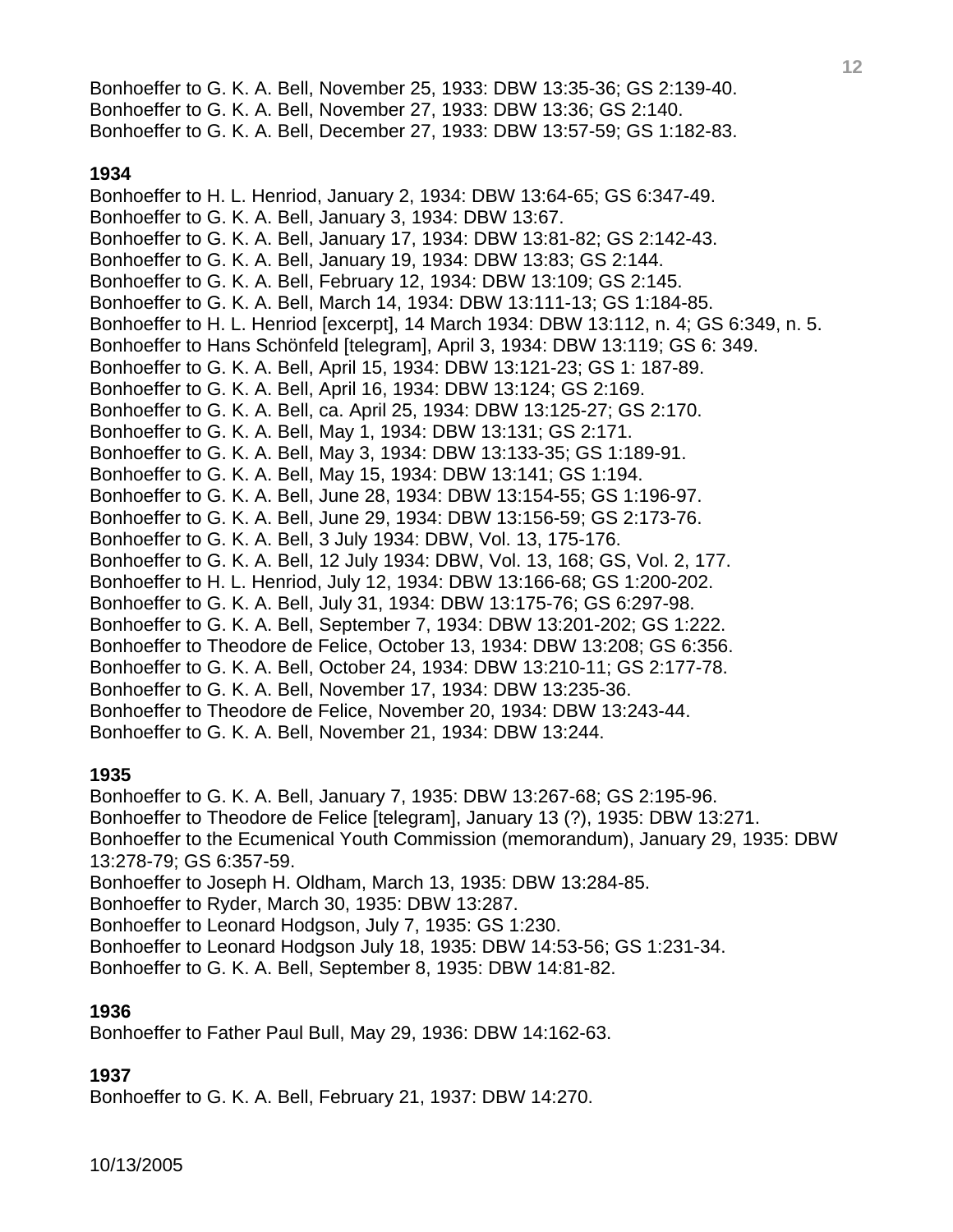Bonhoeffer to G. K. A. Bell, November 25, 1933: DBW 13:35-36; GS 2:139-40.
Bonhoeffer to G. K. A. Bell, November 27, 1933: DBW 13:36; GS 2:140.
Bonhoeffer to G. K. A. Bell, December 27, 1933: DBW 13:57-59; GS 1:182-83.

**1934**

Bonhoeffer to H. L. Henriod, January 2, 1934: DBW 13:64-65; GS 6:347-49.
Bonhoeffer to G. K. A. Bell, January 3, 1934: DBW 13:67.
Bonhoeffer to G. K. A. Bell, January 17, 1934: DBW 13:81-82; GS 2:142-43.
Bonhoeffer to G. K. A. Bell, January 19, 1934: DBW 13:83; GS 2:144.
Bonhoeffer to G. K. A. Bell, February 12, 1934: DBW 13:109; GS 2:145.
Bonhoeffer to G. K. A. Bell, March 14, 1934: DBW 13:111-13; GS 1:184-85.
Bonhoeffer to H. L. Henriod [excerpt], 14 March 1934: DBW 13:112, n. 4; GS 6:349, n. 5.
Bonhoeffer to Hans Schönfeld [telegram], April 3, 1934: DBW 13:119; GS 6: 349.
Bonhoeffer to G. K. A. Bell, April 15, 1934: DBW 13:121-23; GS 1: 187-89.
Bonhoeffer to G. K. A. Bell, April 16, 1934: DBW 13:124; GS 2:169.
Bonhoeffer to G. K. A. Bell, ca. April 25, 1934: DBW 13:125-27; GS 2:170.
Bonhoeffer to G. K. A. Bell, May 1, 1934: DBW 13:131; GS 2:171.
Bonhoeffer to G. K. A. Bell, May 3, 1934: DBW 13:133-35; GS 1:189-91.
Bonhoeffer to G. K. A. Bell, May 15, 1934: DBW 13:141; GS 1:194.
Bonhoeffer to G. K. A. Bell, June 28, 1934: DBW 13:154-55; GS 1:196-97.
Bonhoeffer to G. K. A. Bell, June 29, 1934: DBW 13:156-59; GS 2:173-76.
Bonhoeffer to G. K. A. Bell, 3 July 1934: DBW, Vol. 13, 175-176.
Bonhoeffer to G. K. A. Bell, 12 July 1934: DBW, Vol. 13, 168; GS, Vol. 2, 177.
Bonhoeffer to H. L. Henriod, July 12, 1934: DBW 13:166-68; GS 1:200-202.
Bonhoeffer to G. K. A. Bell, July 31, 1934: DBW 13:175-76; GS 6:297-98.
Bonhoeffer to G. K. A. Bell, September 7, 1934: DBW 13:201-202; GS 1:222.
Bonhoeffer to Theodore de Felice, October 13, 1934: DBW 13:208; GS 6:356.
Bonhoeffer to G. K. A. Bell, October 24, 1934: DBW 13:210-11; GS 2:177-78.
Bonhoeffer to G. K. A. Bell, November 17, 1934: DBW 13:235-36.
Bonhoeffer to Theodore de Felice, November 20, 1934: DBW 13:243-44.
Bonhoeffer to G. K. A. Bell, November 21, 1934: DBW 13:244.

**1935**

Bonhoeffer to G. K. A. Bell, January 7, 1935: DBW 13:267-68; GS 2:195-96.
Bonhoeffer to Theodore de Felice [telegram], January 13 (?), 1935: DBW 13:271.
Bonhoeffer to the Ecumenical Youth Commission (memorandum), January 29, 1935: DBW 13:278-79; GS 6:357-59.
Bonhoeffer to Joseph H. Oldham, March 13, 1935: DBW 13:284-85.
Bonhoeffer to Ryder, March 30, 1935: DBW 13:287.
Bonhoeffer to Leonard Hodgson, July 7, 1935: GS 1:230.
Bonhoeffer to Leonard Hodgson July 18, 1935: DBW 14:53-56; GS 1:231-34.
Bonhoeffer to G. K. A. Bell, September 8, 1935: DBW 14:81-82.

**1936**

Bonhoeffer to Father Paul Bull, May 29, 1936: DBW 14:162-63.

**1937**

Bonhoeffer to G. K. A. Bell, February 21, 1937: DBW 14:270.

10/13/2005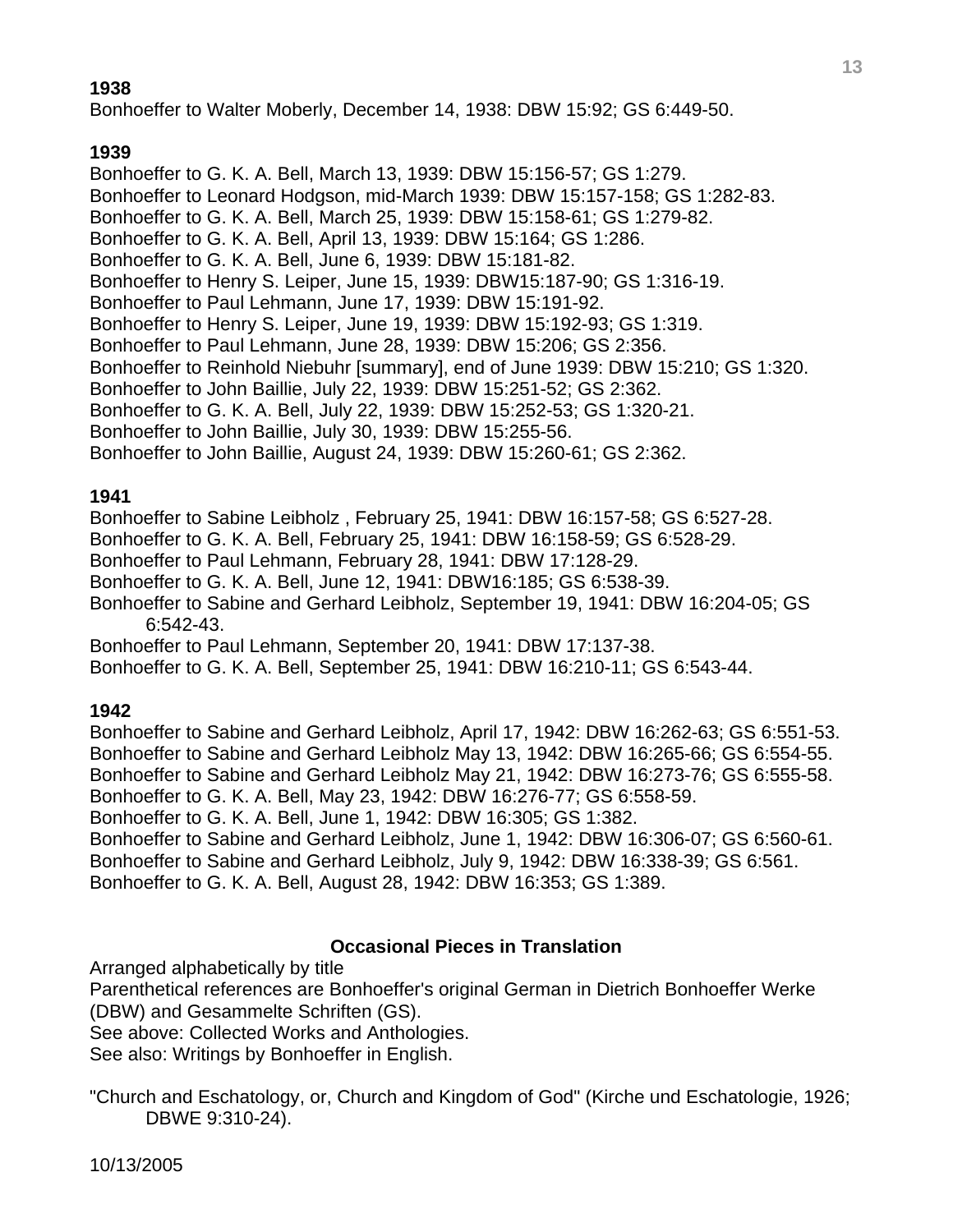**1938**

Bonhoeffer to Walter Moberly, December 14, 1938: DBW 15:92; GS 6:449-50.

**1939**

Bonhoeffer to G. K. A. Bell, March 13, 1939: DBW 15:156-57; GS 1:279.
Bonhoeffer to Leonard Hodgson, mid-March 1939: DBW 15:157-158; GS 1:282-83.
Bonhoeffer to G. K. A. Bell, March 25, 1939: DBW 15:158-61; GS 1:279-82.
Bonhoeffer to G. K. A. Bell, April 13, 1939: DBW 15:164; GS 1:286.
Bonhoeffer to G. K. A. Bell, June 6, 1939: DBW 15:181-82.
Bonhoeffer to Henry S. Leiper, June 15, 1939: DBW15:187-90; GS 1:316-19.
Bonhoeffer to Paul Lehmann, June 17, 1939: DBW 15:191-92.
Bonhoeffer to Henry S. Leiper, June 19, 1939: DBW 15:192-93; GS 1:319.
Bonhoeffer to Paul Lehmann, June 28, 1939: DBW 15:206; GS 2:356.
Bonhoeffer to Reinhold Niebuhr [summary], end of June 1939: DBW 15:210; GS 1:320.
Bonhoeffer to John Baillie, July 22, 1939: DBW 15:251-52; GS 2:362.
Bonhoeffer to G. K. A. Bell, July 22, 1939: DBW 15:252-53; GS 1:320-21.
Bonhoeffer to John Baillie, July 30, 1939: DBW 15:255-56.
Bonhoeffer to John Baillie, August 24, 1939: DBW 15:260-61; GS 2:362.

**1941**

Bonhoeffer to Sabine Leibholz , February 25, 1941: DBW 16:157-58; GS 6:527-28.
Bonhoeffer to G. K. A. Bell, February 25, 1941: DBW 16:158-59; GS 6:528-29.
Bonhoeffer to Paul Lehmann, February 28, 1941: DBW 17:128-29.
Bonhoeffer to G. K. A. Bell, June 12, 1941: DBW16:185; GS 6:538-39.
Bonhoeffer to Sabine and Gerhard Leibholz, September 19, 1941: DBW 16:204-05; GS 6:542-43.
Bonhoeffer to Paul Lehmann, September 20, 1941: DBW 17:137-38.
Bonhoeffer to G. K. A. Bell, September 25, 1941: DBW 16:210-11; GS 6:543-44.

**1942**

Bonhoeffer to Sabine and Gerhard Leibholz, April 17, 1942: DBW 16:262-63; GS 6:551-53.
Bonhoeffer to Sabine and Gerhard Leibholz May 13, 1942: DBW 16:265-66; GS 6:554-55.
Bonhoeffer to Sabine and Gerhard Leibholz May 21, 1942: DBW 16:273-76; GS 6:555-58.
Bonhoeffer to G. K. A. Bell, May 23, 1942: DBW 16:276-77; GS 6:558-59.
Bonhoeffer to G. K. A. Bell, June 1, 1942: DBW 16:305; GS 1:382.
Bonhoeffer to Sabine and Gerhard Leibholz, June 1, 1942: DBW 16:306-07; GS 6:560-61.
Bonhoeffer to Sabine and Gerhard Leibholz, July 9, 1942: DBW 16:338-39; GS 6:561.
Bonhoeffer to G. K. A. Bell, August 28, 1942: DBW 16:353; GS 1:389.

## Occasional Pieces in Translation

Arranged alphabetically by title
Parenthetical references are Bonhoeffer's original German in Dietrich Bonhoeffer Werke (DBW) and Gesammelte Schriften (GS).
See above: Collected Works and Anthologies.
See also: Writings by Bonhoeffer in English.

"Church and Eschatology, or, Church and Kingdom of God" (Kirche und Eschatologie, 1926; DBWE 9:310-24).

10/13/2005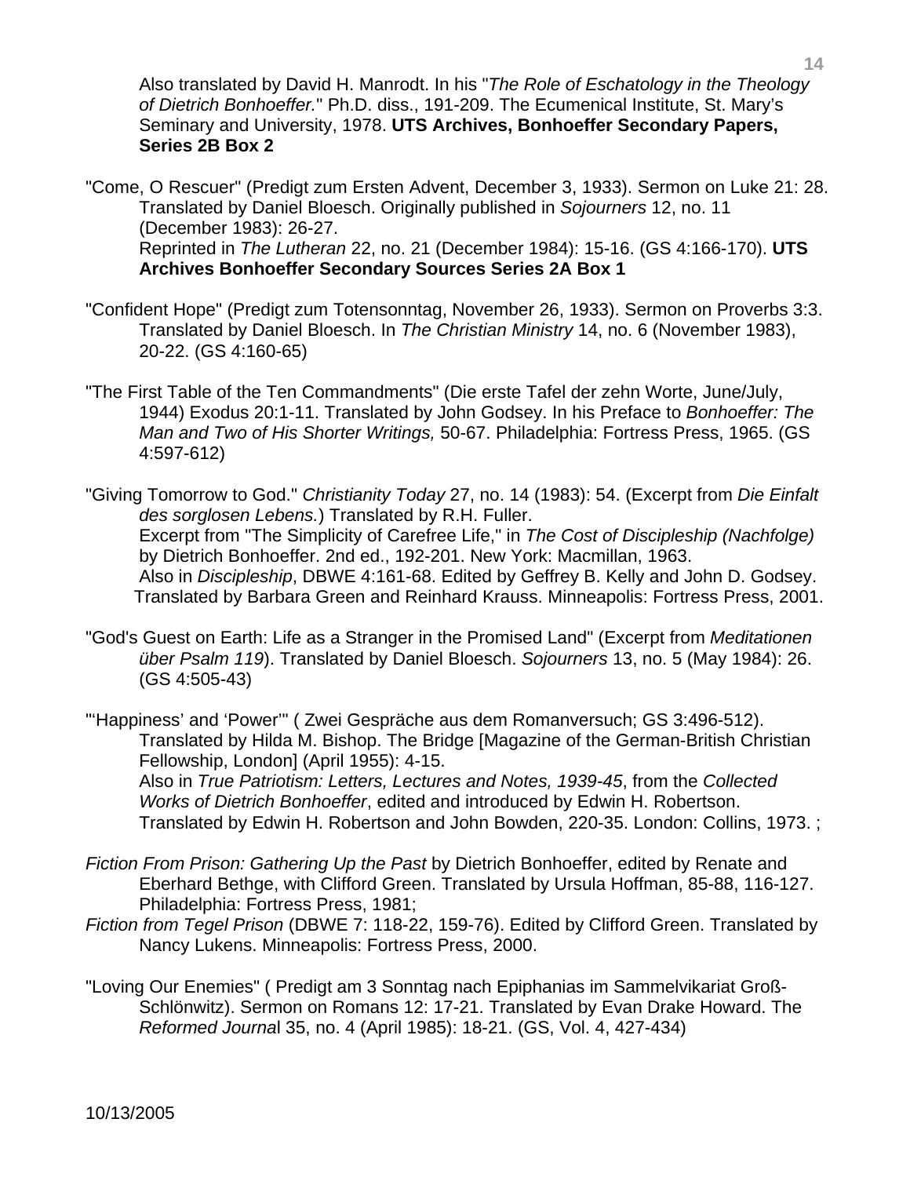Also translated by David H. Manrodt. In his "*The Role of Eschatology in the Theology of Dietrich Bonhoeffer.*" Ph.D. diss., 191-209. The Ecumenical Institute, St. Mary's Seminary and University, 1978. **UTS Archives, Bonhoeffer Secondary Papers, Series 2B Box 2**

"Come, O Rescuer" (Predigt zum Ersten Advent, December 3, 1933). Sermon on Luke 21: 28. Translated by Daniel Bloesch. Originally published in *Sojourners* 12, no. 11 (December 1983): 26-27.
Reprinted in *The Lutheran* 22, no. 21 (December 1984): 15-16. (GS 4:166-170). **UTS Archives Bonhoeffer Secondary Sources Series 2A Box 1**

"Confident Hope" (Predigt zum Totensonntag, November 26, 1933). Sermon on Proverbs 3:3. Translated by Daniel Bloesch. In *The Christian Ministry* 14, no. 6 (November 1983), 20-22. (GS 4:160-65)

"The First Table of the Ten Commandments" (Die erste Tafel der zehn Worte, June/July, 1944) Exodus 20:1-11. Translated by John Godsey. In his Preface to *Bonhoeffer: The Man and Two of His Shorter Writings,* 50-67. Philadelphia: Fortress Press, 1965. (GS 4:597-612)

"Giving Tomorrow to God." *Christianity Today* 27, no. 14 (1983): 54. (Excerpt from *Die Einfalt des sorglosen Lebens.*) Translated by R.H. Fuller.
Excerpt from "The Simplicity of Carefree Life," in *The Cost of Discipleship (Nachfolge)* by Dietrich Bonhoeffer. 2nd ed., 192-201. New York: Macmillan, 1963.
Also in *Discipleship*, DBWE 4:161-68. Edited by Geffrey B. Kelly and John D. Godsey. Translated by Barbara Green and Reinhard Krauss. Minneapolis: Fortress Press, 2001.

"God's Guest on Earth: Life as a Stranger in the Promised Land" (Excerpt from *Meditationen über Psalm 119*). Translated by Daniel Bloesch. *Sojourners* 13, no. 5 (May 1984): 26. (GS 4:505-43)

"'Happiness' and 'Power'" ( Zwei Gespräche aus dem Romanversuch; GS 3:496-512). Translated by Hilda M. Bishop. The Bridge [Magazine of the German-British Christian Fellowship, London] (April 1955): 4-15.
Also in *True Patriotism: Letters, Lectures and Notes, 1939-45*, from the *Collected Works of Dietrich Bonhoeffer*, edited and introduced by Edwin H. Robertson. Translated by Edwin H. Robertson and John Bowden, 220-35. London: Collins, 1973. ;

*Fiction From Prison: Gathering Up the Past* by Dietrich Bonhoeffer, edited by Renate and Eberhard Bethge, with Clifford Green. Translated by Ursula Hoffman, 85-88, 116-127. Philadelphia: Fortress Press, 1981;

*Fiction from Tegel Prison* (DBWE 7: 118-22, 159-76). Edited by Clifford Green. Translated by Nancy Lukens. Minneapolis: Fortress Press, 2000.

"Loving Our Enemies" ( Predigt am 3 Sonntag nach Epiphanias im Sammelvikariat Groß-Schlönwitz). Sermon on Romans 12: 17-21. Translated by Evan Drake Howard. The *Reformed Journa*l 35, no. 4 (April 1985): 18-21. (GS, Vol. 4, 427-434)

10/13/2005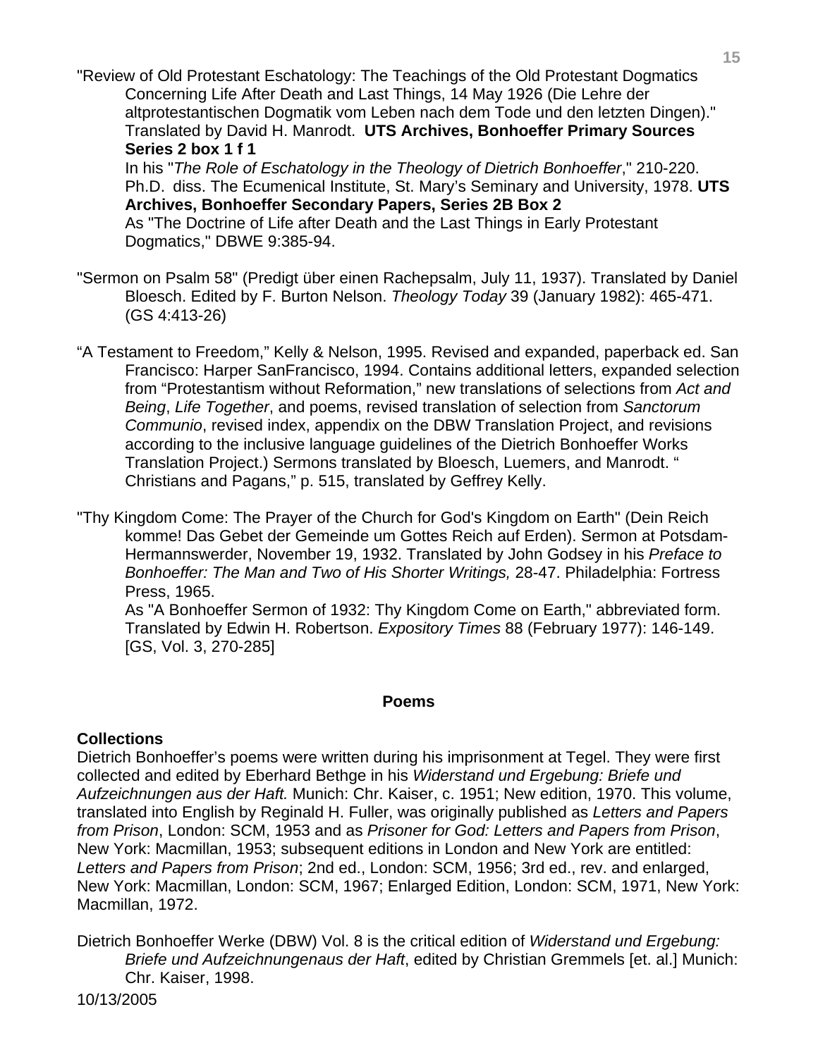"Review of Old Protestant Eschatology: The Teachings of the Old Protestant Dogmatics Concerning Life After Death and Last Things, 14 May 1926 (Die Lehre der altprotestantischen Dogmatik vom Leben nach dem Tode und den letzten Dingen)." Translated by David H. Manrodt. **UTS Archives, Bonhoeffer Primary Sources Series 2 box 1 f 1**
In his "*The Role of Eschatology in the Theology of Dietrich Bonhoeffer*," 210-220. Ph.D. diss. The Ecumenical Institute, St. Mary's Seminary and University, 1978. **UTS Archives, Bonhoeffer Secondary Papers, Series 2B Box 2**
As "The Doctrine of Life after Death and the Last Things in Early Protestant Dogmatics," DBWE 9:385-94.

"Sermon on Psalm 58" (Predigt über einen Rachepsalm, July 11, 1937). Translated by Daniel Bloesch. Edited by F. Burton Nelson. *Theology Today* 39 (January 1982): 465-471. (GS 4:413-26)

"A Testament to Freedom," Kelly & Nelson, 1995. Revised and expanded, paperback ed. San Francisco: Harper SanFrancisco, 1994. Contains additional letters, expanded selection from "Protestantism without Reformation," new translations of selections from *Act and Being*, *Life Together*, and poems, revised translation of selection from *Sanctorum Communio*, revised index, appendix on the DBW Translation Project, and revisions according to the inclusive language guidelines of the Dietrich Bonhoeffer Works Translation Project.) Sermons translated by Bloesch, Luemers, and Manrodt. " Christians and Pagans," p. 515, translated by Geffrey Kelly.

"Thy Kingdom Come: The Prayer of the Church for God's Kingdom on Earth" (Dein Reich komme! Das Gebet der Gemeinde um Gottes Reich auf Erden). Sermon at Potsdam-Hermannswerder, November 19, 1932. Translated by John Godsey in his *Preface to Bonhoeffer: The Man and Two of His Shorter Writings,* 28-47. Philadelphia: Fortress Press, 1965.
As "A Bonhoeffer Sermon of 1932: Thy Kingdom Come on Earth," abbreviated form. Translated by Edwin H. Robertson. *Expository Times* 88 (February 1977): 146-149. [GS, Vol. 3, 270-285]

## Poems

### Collections

Dietrich Bonhoeffer's poems were written during his imprisonment at Tegel. They were first collected and edited by Eberhard Bethge in his *Widerstand und Ergebung: Briefe und Aufzeichnungen aus der Haft.* Munich: Chr. Kaiser, c. 1951; New edition, 1970. This volume, translated into English by Reginald H. Fuller, was originally published as *Letters and Papers from Prison*, London: SCM, 1953 and as *Prisoner for God: Letters and Papers from Prison*, New York: Macmillan, 1953; subsequent editions in London and New York are entitled: *Letters and Papers from Prison*; 2nd ed., London: SCM, 1956; 3rd ed., rev. and enlarged, New York: Macmillan, London: SCM, 1967; Enlarged Edition, London: SCM, 1971, New York: Macmillan, 1972.

Dietrich Bonhoeffer Werke (DBW) Vol. 8 is the critical edition of *Widerstand und Ergebung: Briefe und Aufzeichnungenaus der Haft*, edited by Christian Gremmels [et. al.] Munich: Chr. Kaiser, 1998.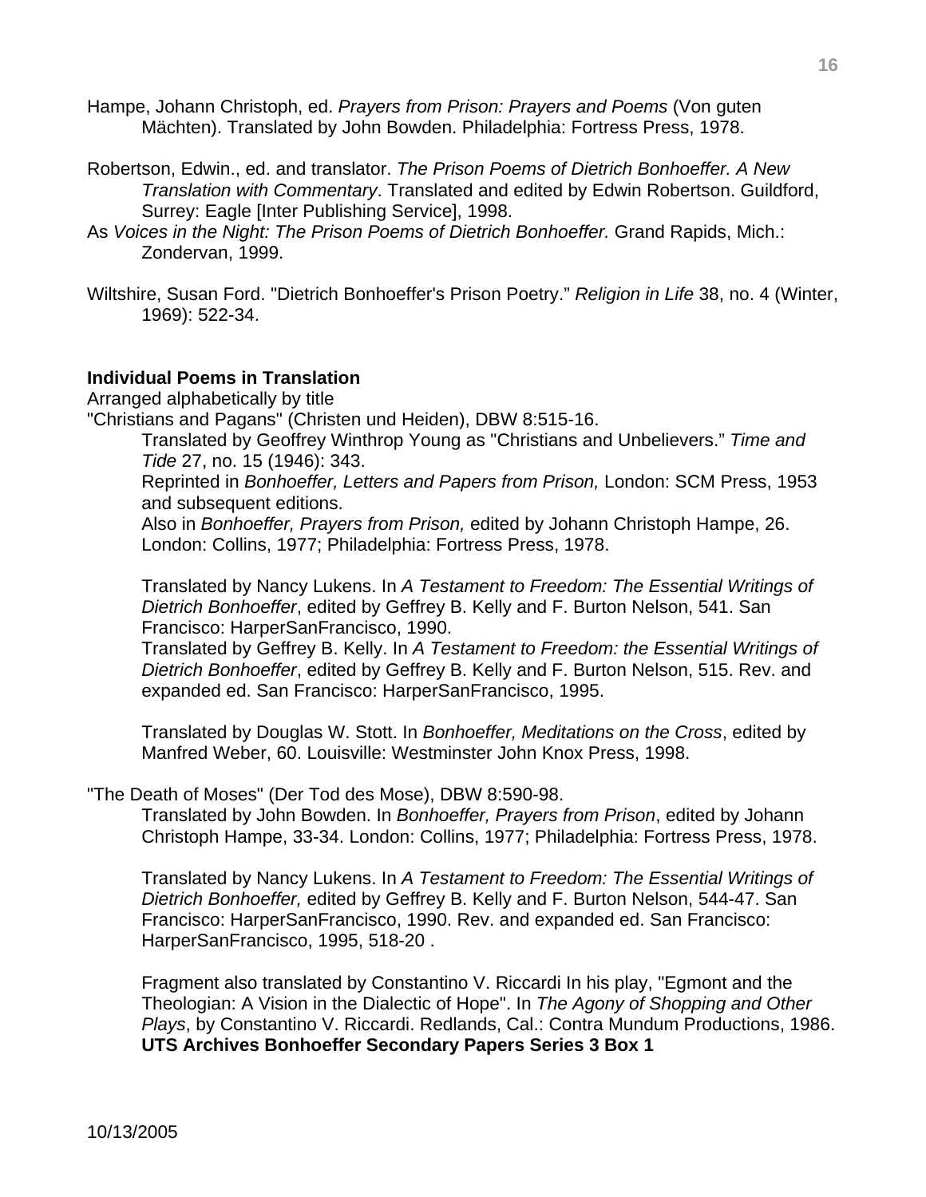Hampe, Johann Christoph, ed. *Prayers from Prison: Prayers and Poems* (Von guten Mächten). Translated by John Bowden. Philadelphia: Fortress Press, 1978.

Robertson, Edwin., ed. and translator. *The Prison Poems of Dietrich Bonhoeffer. A New Translation with Commentary*. Translated and edited by Edwin Robertson. Guildford, Surrey: Eagle [Inter Publishing Service], 1998.
As *Voices in the Night: The Prison Poems of Dietrich Bonhoeffer.* Grand Rapids, Mich.: Zondervan, 1999.

Wiltshire, Susan Ford. "Dietrich Bonhoeffer's Prison Poetry." *Religion in Life* 38, no. 4 (Winter, 1969): 522-34.

**Individual Poems in Translation**
Arranged alphabetically by title
"Christians and Pagans" (Christen und Heiden), DBW 8:515-16.

Translated by Geoffrey Winthrop Young as "Christians and Unbelievers." *Time and Tide* 27, no. 15 (1946): 343.
Reprinted in *Bonhoeffer, Letters and Papers from Prison,* London: SCM Press, 1953 and subsequent editions.
Also in *Bonhoeffer, Prayers from Prison,* edited by Johann Christoph Hampe, 26. London: Collins, 1977; Philadelphia: Fortress Press, 1978.

Translated by Nancy Lukens. In *A Testament to Freedom: The Essential Writings of Dietrich Bonhoeffer*, edited by Geffrey B. Kelly and F. Burton Nelson, 541. San Francisco: HarperSanFrancisco, 1990.
Translated by Geffrey B. Kelly. In *A Testament to Freedom: the Essential Writings of Dietrich Bonhoeffer*, edited by Geffrey B. Kelly and F. Burton Nelson, 515. Rev. and expanded ed. San Francisco: HarperSanFrancisco, 1995.

Translated by Douglas W. Stott. In *Bonhoeffer, Meditations on the Cross*, edited by Manfred Weber, 60. Louisville: Westminster John Knox Press, 1998.

"The Death of Moses" (Der Tod des Mose), DBW 8:590-98.

Translated by John Bowden. In *Bonhoeffer, Prayers from Prison*, edited by Johann Christoph Hampe, 33-34. London: Collins, 1977; Philadelphia: Fortress Press, 1978.

Translated by Nancy Lukens. In *A Testament to Freedom: The Essential Writings of Dietrich Bonhoeffer,* edited by Geffrey B. Kelly and F. Burton Nelson, 544-47. San Francisco: HarperSanFrancisco, 1990. Rev. and expanded ed. San Francisco: HarperSanFrancisco, 1995, 518-20 .

Fragment also translated by Constantino V. Riccardi In his play, "Egmont and the Theologian: A Vision in the Dialectic of Hope". In *The Agony of Shopping and Other Plays*, by Constantino V. Riccardi. Redlands, Cal.: Contra Mundum Productions, 1986.
**UTS Archives Bonhoeffer Secondary Papers Series 3 Box 1**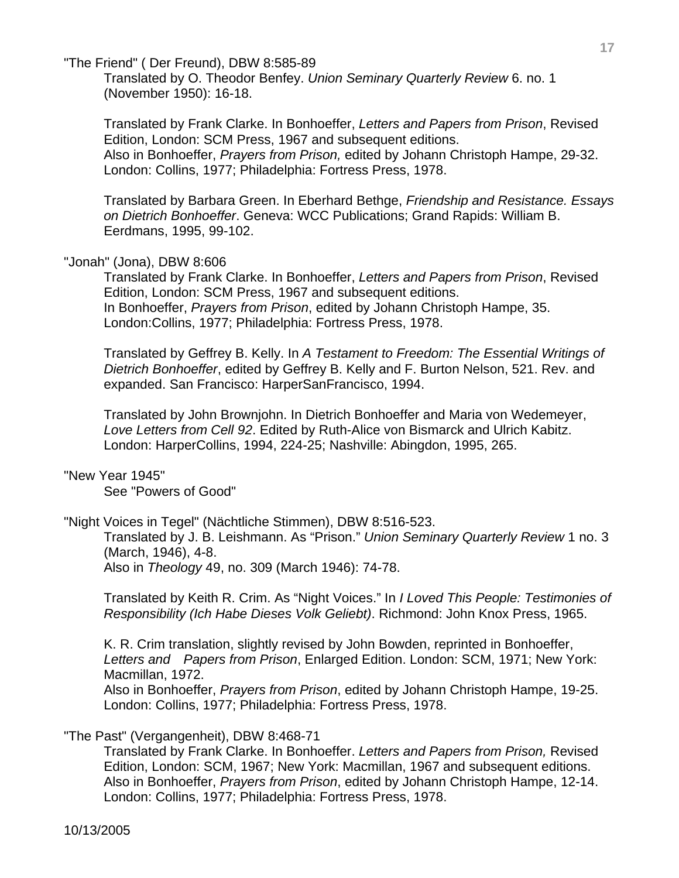"The Friend" ( Der Freund), DBW 8:585-89

Translated by O. Theodor Benfey. *Union Seminary Quarterly Review* 6. no. 1 (November 1950): 16-18.

Translated by Frank Clarke. In Bonhoeffer, *Letters and Papers from Prison*, Revised Edition, London: SCM Press, 1967 and subsequent editions.
Also in Bonhoeffer, *Prayers from Prison,* edited by Johann Christoph Hampe, 29-32. London: Collins, 1977; Philadelphia: Fortress Press, 1978.

Translated by Barbara Green. In Eberhard Bethge, *Friendship and Resistance. Essays on Dietrich Bonhoeffer*. Geneva: WCC Publications; Grand Rapids: William B. Eerdmans, 1995, 99-102.

"Jonah" (Jona), DBW 8:606

Translated by Frank Clarke. In Bonhoeffer, *Letters and Papers from Prison*, Revised Edition, London: SCM Press, 1967 and subsequent editions.
In Bonhoeffer, *Prayers from Prison*, edited by Johann Christoph Hampe, 35. London:Collins, 1977; Philadelphia: Fortress Press, 1978.

Translated by Geffrey B. Kelly. In *A Testament to Freedom: The Essential Writings of Dietrich Bonhoeffer*, edited by Geffrey B. Kelly and F. Burton Nelson, 521. Rev. and expanded. San Francisco: HarperSanFrancisco, 1994.

Translated by John Brownjohn. In Dietrich Bonhoeffer and Maria von Wedemeyer, *Love Letters from Cell 92*. Edited by Ruth-Alice von Bismarck and Ulrich Kabitz. London: HarperCollins, 1994, 224-25; Nashville: Abingdon, 1995, 265.

"New Year 1945"

See "Powers of Good"

"Night Voices in Tegel" (Nächtliche Stimmen), DBW 8:516-523.

Translated by J. B. Leishmann. As "Prison." *Union Seminary Quarterly Review* 1 no. 3 (March, 1946), 4-8.
Also in *Theology* 49, no. 309 (March 1946): 74-78.

Translated by Keith R. Crim. As "Night Voices." In *I Loved This People: Testimonies of Responsibility (Ich Habe Dieses Volk Geliebt)*. Richmond: John Knox Press, 1965.

K. R. Crim translation, slightly revised by John Bowden, reprinted in Bonhoeffer, *Letters and Papers from Prison*, Enlarged Edition. London: SCM, 1971; New York: Macmillan, 1972.
Also in Bonhoeffer, *Prayers from Prison*, edited by Johann Christoph Hampe, 19-25. London: Collins, 1977; Philadelphia: Fortress Press, 1978.

"The Past" (Vergangenheit), DBW 8:468-71

Translated by Frank Clarke. In Bonhoeffer. *Letters and Papers from Prison,* Revised Edition, London: SCM, 1967; New York: Macmillan, 1967 and subsequent editions.
Also in Bonhoeffer, *Prayers from Prison*, edited by Johann Christoph Hampe, 12-14. London: Collins, 1977; Philadelphia: Fortress Press, 1978.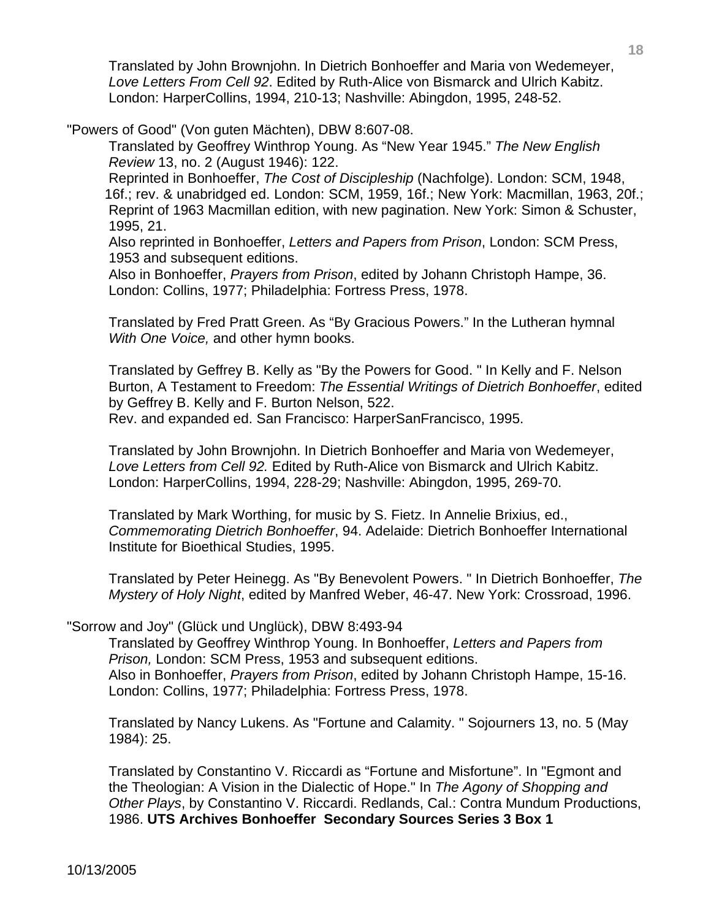Translated by John Brownjohn. In Dietrich Bonhoeffer and Maria von Wedemeyer, *Love Letters From Cell 92*. Edited by Ruth-Alice von Bismarck and Ulrich Kabitz. London: HarperCollins, 1994, 210-13; Nashville: Abingdon, 1995, 248-52.

"Powers of Good" (Von guten Mächten), DBW 8:607-08.

Translated by Geoffrey Winthrop Young. As "New Year 1945." *The New English Review* 13, no. 2 (August 1946): 122.
Reprinted in Bonhoeffer, *The Cost of Discipleship* (Nachfolge). London: SCM, 1948, 16f.; rev. & unabridged ed. London: SCM, 1959, 16f.; New York: Macmillan, 1963, 20f.; Reprint of 1963 Macmillan edition, with new pagination. New York: Simon & Schuster, 1995, 21.
Also reprinted in Bonhoeffer, *Letters and Papers from Prison*, London: SCM Press, 1953 and subsequent editions.
Also in Bonhoeffer, *Prayers from Prison*, edited by Johann Christoph Hampe, 36. London: Collins, 1977; Philadelphia: Fortress Press, 1978.

Translated by Fred Pratt Green. As "By Gracious Powers." In the Lutheran hymnal *With One Voice,* and other hymn books.

Translated by Geffrey B. Kelly as "By the Powers for Good. " In Kelly and F. Nelson Burton, A Testament to Freedom: *The Essential Writings of Dietrich Bonhoeffer*, edited by Geffrey B. Kelly and F. Burton Nelson, 522.
Rev. and expanded ed. San Francisco: HarperSanFrancisco, 1995.

Translated by John Brownjohn. In Dietrich Bonhoeffer and Maria von Wedemeyer, *Love Letters from Cell 92.* Edited by Ruth-Alice von Bismarck and Ulrich Kabitz. London: HarperCollins, 1994, 228-29; Nashville: Abingdon, 1995, 269-70.

Translated by Mark Worthing, for music by S. Fietz. In Annelie Brixius, ed., *Commemorating Dietrich Bonhoeffer*, 94. Adelaide: Dietrich Bonhoeffer International Institute for Bioethical Studies, 1995.

Translated by Peter Heinegg. As "By Benevolent Powers. " In Dietrich Bonhoeffer, *The Mystery of Holy Night*, edited by Manfred Weber, 46-47. New York: Crossroad, 1996.

"Sorrow and Joy" (Glück und Unglück), DBW 8:493-94

Translated by Geoffrey Winthrop Young. In Bonhoeffer, *Letters and Papers from Prison,* London: SCM Press, 1953 and subsequent editions.
Also in Bonhoeffer, *Prayers from Prison*, edited by Johann Christoph Hampe, 15-16. London: Collins, 1977; Philadelphia: Fortress Press, 1978.

Translated by Nancy Lukens. As "Fortune and Calamity. " Sojourners 13, no. 5 (May 1984): 25.

Translated by Constantino V. Riccardi as "Fortune and Misfortune". In "Egmont and the Theologian: A Vision in the Dialectic of Hope." In *The Agony of Shopping and Other Plays*, by Constantino V. Riccardi. Redlands, Cal.: Contra Mundum Productions, 1986. **UTS Archives Bonhoeffer Secondary Sources Series 3 Box 1**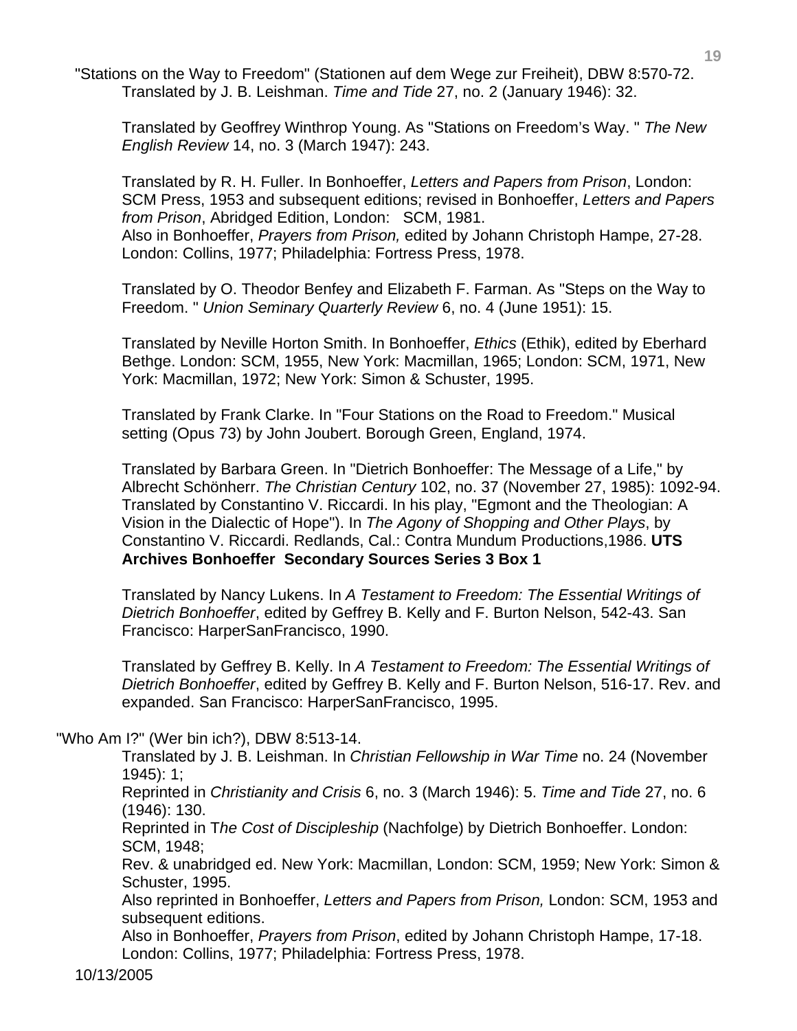"Stations on the Way to Freedom" (Stationen auf dem Wege zur Freiheit), DBW 8:570-72.
Translated by J. B. Leishman. *Time and Tide* 27, no. 2 (January 1946): 32.

Translated by Geoffrey Winthrop Young. As "Stations on Freedom's Way. " *The New English Review* 14, no. 3 (March 1947): 243.

Translated by R. H. Fuller. In Bonhoeffer, *Letters and Papers from Prison*, London: SCM Press, 1953 and subsequent editions; revised in Bonhoeffer, *Letters and Papers from Prison*, Abridged Edition, London: SCM, 1981.
Also in Bonhoeffer, *Prayers from Prison,* edited by Johann Christoph Hampe, 27-28. London: Collins, 1977; Philadelphia: Fortress Press, 1978.

Translated by O. Theodor Benfey and Elizabeth F. Farman. As "Steps on the Way to Freedom. " *Union Seminary Quarterly Review* 6, no. 4 (June 1951): 15.

Translated by Neville Horton Smith. In Bonhoeffer, *Ethics* (Ethik), edited by Eberhard Bethge. London: SCM, 1955, New York: Macmillan, 1965; London: SCM, 1971, New York: Macmillan, 1972; New York: Simon & Schuster, 1995.

Translated by Frank Clarke. In "Four Stations on the Road to Freedom." Musical setting (Opus 73) by John Joubert. Borough Green, England, 1974.

Translated by Barbara Green. In "Dietrich Bonhoeffer: The Message of a Life," by Albrecht Schönherr. *The Christian Century* 102, no. 37 (November 27, 1985): 1092-94.
Translated by Constantino V. Riccardi. In his play, "Egmont and the Theologian: A Vision in the Dialectic of Hope"). In *The Agony of Shopping and Other Plays*, by Constantino V. Riccardi. Redlands, Cal.: Contra Mundum Productions,1986. **UTS Archives Bonhoeffer Secondary Sources Series 3 Box 1**

Translated by Nancy Lukens. In *A Testament to Freedom: The Essential Writings of Dietrich Bonhoeffer*, edited by Geffrey B. Kelly and F. Burton Nelson, 542-43. San Francisco: HarperSanFrancisco, 1990.

Translated by Geffrey B. Kelly. In *A Testament to Freedom: The Essential Writings of Dietrich Bonhoeffer*, edited by Geffrey B. Kelly and F. Burton Nelson, 516-17. Rev. and expanded. San Francisco: HarperSanFrancisco, 1995.

"Who Am I?" (Wer bin ich?), DBW 8:513-14.
Translated by J. B. Leishman. In *Christian Fellowship in War Time* no. 24 (November 1945): 1;
Reprinted in *Christianity and Crisis* 6, no. 3 (March 1946): 5. *Time and Tide* 27, no. 6 (1946): 130.
Reprinted in T*he Cost of Discipleship* (Nachfolge) by Dietrich Bonhoeffer. London: SCM, 1948;
Rev. & unabridged ed. New York: Macmillan, London: SCM, 1959; New York: Simon & Schuster, 1995.
Also reprinted in Bonhoeffer, *Letters and Papers from Prison,* London: SCM, 1953 and subsequent editions.
Also in Bonhoeffer, *Prayers from Prison*, edited by Johann Christoph Hampe, 17-18. London: Collins, 1977; Philadelphia: Fortress Press, 1978.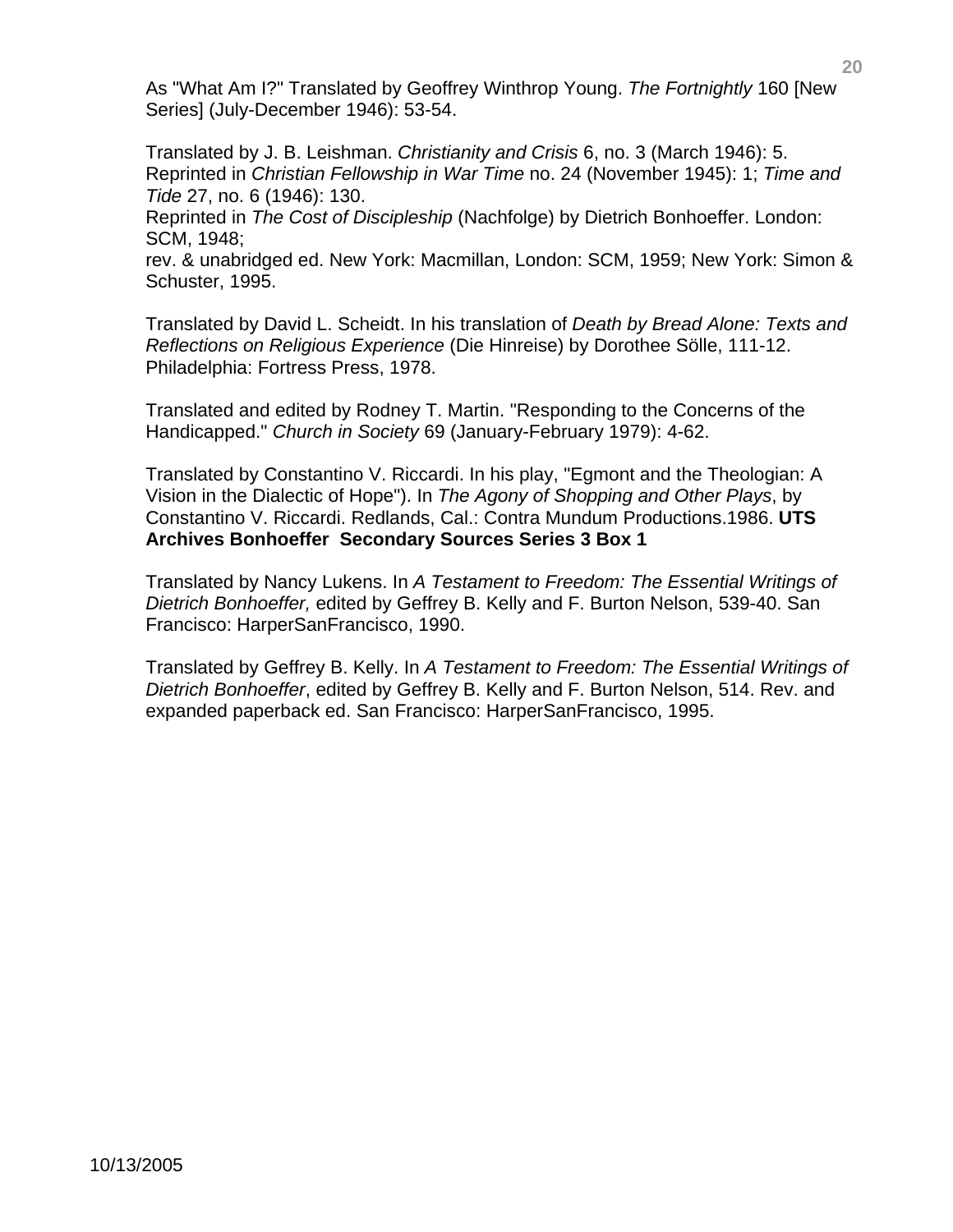As "What Am I?" Translated by Geoffrey Winthrop Young. *The Fortnightly* 160 [New Series] (July-December 1946): 53-54.

Translated by J. B. Leishman. *Christianity and Crisis* 6, no. 3 (March 1946): 5. Reprinted in *Christian Fellowship in War Time* no. 24 (November 1945): 1; *Time and Tide* 27, no. 6 (1946): 130.
Reprinted in *The Cost of Discipleship* (Nachfolge) by Dietrich Bonhoeffer. London: SCM, 1948;
rev. & unabridged ed. New York: Macmillan, London: SCM, 1959; New York: Simon & Schuster, 1995.

Translated by David L. Scheidt. In his translation of *Death by Bread Alone: Texts and Reflections on Religious Experience* (Die Hinreise) by Dorothee Sölle, 111-12. Philadelphia: Fortress Press, 1978.

Translated and edited by Rodney T. Martin. "Responding to the Concerns of the Handicapped." *Church in Society* 69 (January-February 1979): 4-62.

Translated by Constantino V. Riccardi. In his play, "Egmont and the Theologian: A Vision in the Dialectic of Hope"). In *The Agony of Shopping and Other Plays*, by Constantino V. Riccardi. Redlands, Cal.: Contra Mundum Productions.1986. **UTS Archives Bonhoeffer Secondary Sources Series 3 Box 1**

Translated by Nancy Lukens. In *A Testament to Freedom: The Essential Writings of Dietrich Bonhoeffer,* edited by Geffrey B. Kelly and F. Burton Nelson, 539-40. San Francisco: HarperSanFrancisco, 1990.

Translated by Geffrey B. Kelly. In *A Testament to Freedom: The Essential Writings of Dietrich Bonhoeffer*, edited by Geffrey B. Kelly and F. Burton Nelson, 514. Rev. and expanded paperback ed. San Francisco: HarperSanFrancisco, 1995.